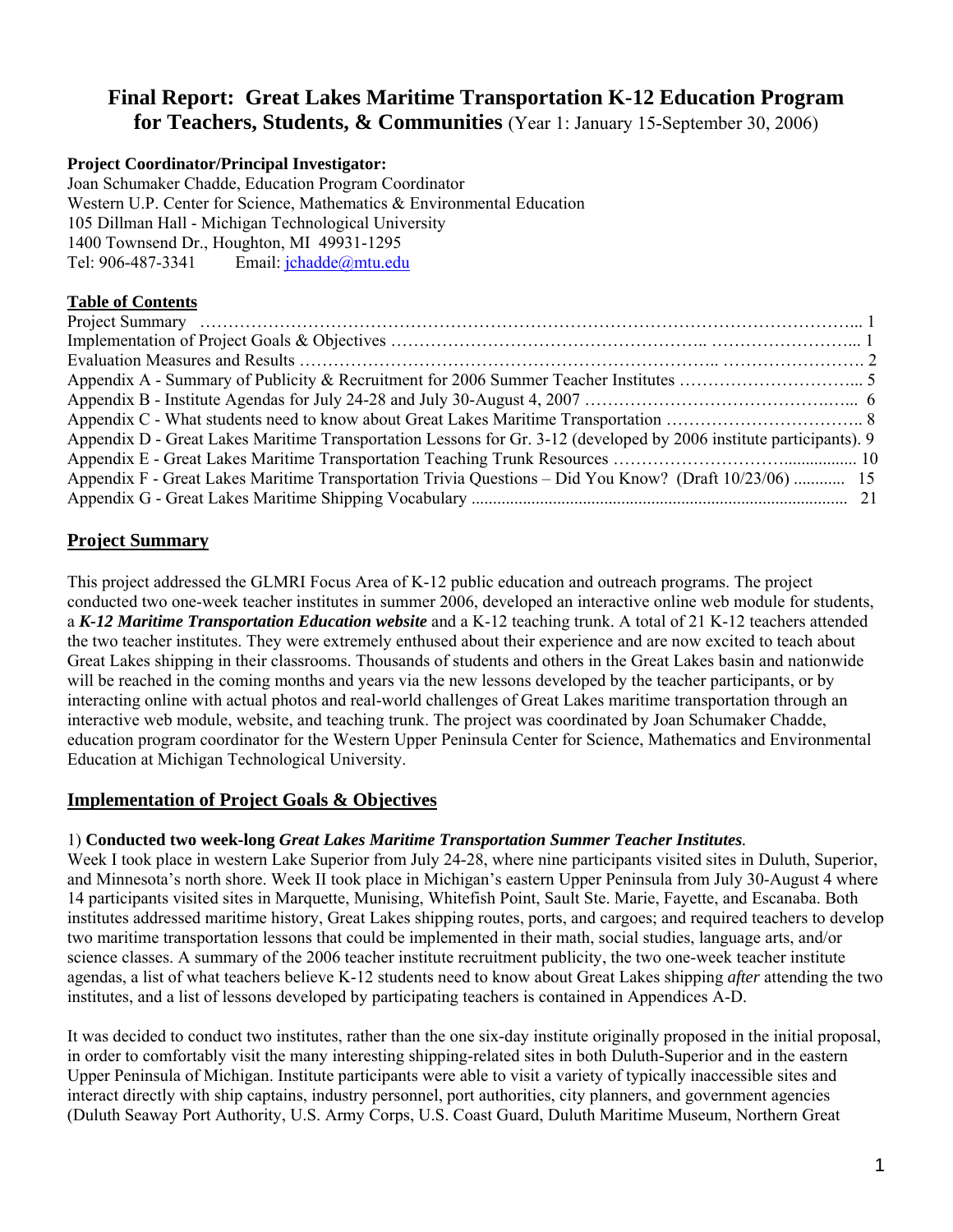# Final Report: Great Lakes Maritime Transportation K-12 Education Program for Teachers, Students, & Communities (Year 1: January 15-September 30, 2006)

**Project Coordinator/Principal Investigator:**
Joan Schumaker Chadde, Education Program Coordinator
Western U.P. Center for Science, Mathematics & Environmental Education
105 Dillman Hall - Michigan Technological University
1400 Townsend Dr., Houghton, MI 49931-1295
Tel: 906-487-3341 Email: jchadde@mtu.edu

**Table of Contents**

Project Summary ... 1
Implementation of Project Goals & Objectives ... 1
Evaluation Measures and Results ... 2
Appendix A - Summary of Publicity & Recruitment for 2006 Summer Teacher Institutes ... 5
Appendix B - Institute Agendas for July 24-28 and July 30-August 4, 2007 ... 6
Appendix C - What students need to know about Great Lakes Maritime Transportation ... 8
Appendix D - Great Lakes Maritime Transportation Lessons for Gr. 3-12 (developed by 2006 institute participants). 9
Appendix E - Great Lakes Maritime Transportation Teaching Trunk Resources ... 10
Appendix F - Great Lakes Maritime Transportation Trivia Questions – Did You Know? (Draft 10/23/06) ... 15
Appendix G - Great Lakes Maritime Shipping Vocabulary ... 21

## Project Summary

This project addressed the GLMRI Focus Area of K-12 public education and outreach programs. The project conducted two one-week teacher institutes in summer 2006, developed an interactive online web module for students, a ***K-12 Maritime Transportation Education website*** and a K-12 teaching trunk. A total of 21 K-12 teachers attended the two teacher institutes. They were extremely enthused about their experience and are now excited to teach about Great Lakes shipping in their classrooms. Thousands of students and others in the Great Lakes basin and nationwide will be reached in the coming months and years via the new lessons developed by the teacher participants, or by interacting online with actual photos and real-world challenges of Great Lakes maritime transportation through an interactive web module, website, and teaching trunk. The project was coordinated by Joan Schumaker Chadde, education program coordinator for the Western Upper Peninsula Center for Science, Mathematics and Environmental Education at Michigan Technological University.

## Implementation of Project Goals & Objectives

1) **Conducted two week-long *Great Lakes Maritime Transportation Summer Teacher Institutes*.**
Week I took place in western Lake Superior from July 24-28, where nine participants visited sites in Duluth, Superior, and Minnesota's north shore. Week II took place in Michigan's eastern Upper Peninsula from July 30-August 4 where 14 participants visited sites in Marquette, Munising, Whitefish Point, Sault Ste. Marie, Fayette, and Escanaba. Both institutes addressed maritime history, Great Lakes shipping routes, ports, and cargoes; and required teachers to develop two maritime transportation lessons that could be implemented in their math, social studies, language arts, and/or science classes. A summary of the 2006 teacher institute recruitment publicity, the two one-week teacher institute agendas, a list of what teachers believe K-12 students need to know about Great Lakes shipping *after* attending the two institutes, and a list of lessons developed by participating teachers is contained in Appendices A-D.

It was decided to conduct two institutes, rather than the one six-day institute originally proposed in the initial proposal, in order to comfortably visit the many interesting shipping-related sites in both Duluth-Superior and in the eastern Upper Peninsula of Michigan. Institute participants were able to visit a variety of typically inaccessible sites and interact directly with ship captains, industry personnel, port authorities, city planners, and government agencies (Duluth Seaway Port Authority, U.S. Army Corps, U.S. Coast Guard, Duluth Maritime Museum, Northern Great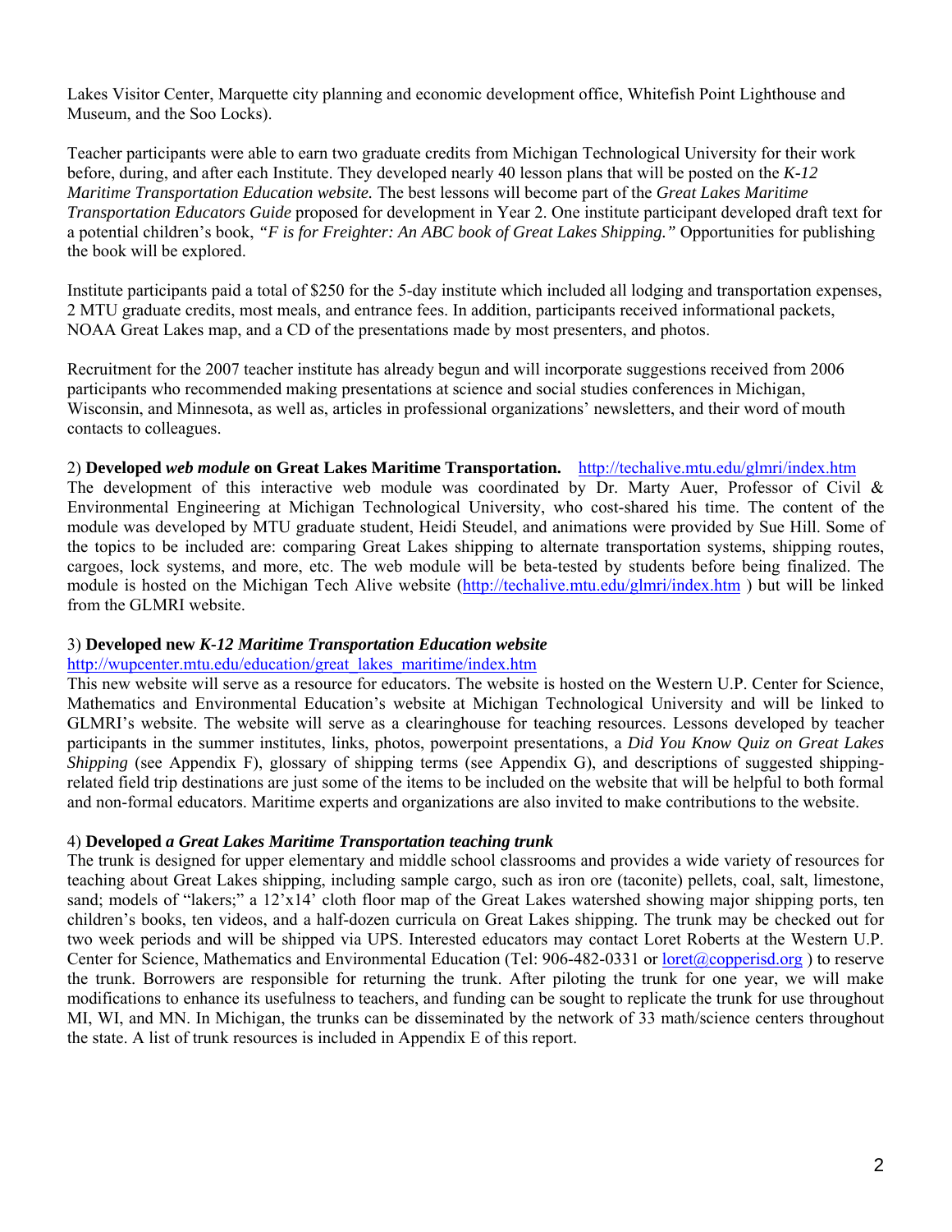Lakes Visitor Center, Marquette city planning and economic development office, Whitefish Point Lighthouse and Museum, and the Soo Locks).

Teacher participants were able to earn two graduate credits from Michigan Technological University for their work before, during, and after each Institute. They developed nearly 40 lesson plans that will be posted on the *K-12 Maritime Transportation Education website.* The best lessons will become part of the *Great Lakes Maritime Transportation Educators Guide* proposed for development in Year 2. One institute participant developed draft text for a potential children's book, *"F is for Freighter: An ABC book of Great Lakes Shipping."* Opportunities for publishing the book will be explored.

Institute participants paid a total of $250 for the 5-day institute which included all lodging and transportation expenses, 2 MTU graduate credits, most meals, and entrance fees. In addition, participants received informational packets, NOAA Great Lakes map, and a CD of the presentations made by most presenters, and photos.

Recruitment for the 2007 teacher institute has already begun and will incorporate suggestions received from 2006 participants who recommended making presentations at science and social studies conferences in Michigan, Wisconsin, and Minnesota, as well as, articles in professional organizations' newsletters, and their word of mouth contacts to colleagues.

2) **Developed *web module* on Great Lakes Maritime Transportation.** http://techalive.mtu.edu/glmri/index.htm
The development of this interactive web module was coordinated by Dr. Marty Auer, Professor of Civil & Environmental Engineering at Michigan Technological University, who cost-shared his time. The content of the module was developed by MTU graduate student, Heidi Steudel, and animations were provided by Sue Hill. Some of the topics to be included are: comparing Great Lakes shipping to alternate transportation systems, shipping routes, cargoes, lock systems, and more, etc. The web module will be beta-tested by students before being finalized. The module is hosted on the Michigan Tech Alive website (http://techalive.mtu.edu/glmri/index.htm ) but will be linked from the GLMRI website.

3) **Developed new *K-12 Maritime Transportation Education website***
http://wupcenter.mtu.edu/education/great_lakes_maritime/index.htm
This new website will serve as a resource for educators. The website is hosted on the Western U.P. Center for Science, Mathematics and Environmental Education's website at Michigan Technological University and will be linked to GLMRI's website. The website will serve as a clearinghouse for teaching resources. Lessons developed by teacher participants in the summer institutes, links, photos, powerpoint presentations, a *Did You Know Quiz on Great Lakes Shipping* (see Appendix F), glossary of shipping terms (see Appendix G), and descriptions of suggested shipping-related field trip destinations are just some of the items to be included on the website that will be helpful to both formal and non-formal educators. Maritime experts and organizations are also invited to make contributions to the website.

4) **Developed *a Great Lakes Maritime Transportation teaching trunk***
The trunk is designed for upper elementary and middle school classrooms and provides a wide variety of resources for teaching about Great Lakes shipping, including sample cargo, such as iron ore (taconite) pellets, coal, salt, limestone, sand; models of "lakers;" a 12'x14' cloth floor map of the Great Lakes watershed showing major shipping ports, ten children's books, ten videos, and a half-dozen curricula on Great Lakes shipping. The trunk may be checked out for two week periods and will be shipped via UPS. Interested educators may contact Loret Roberts at the Western U.P. Center for Science, Mathematics and Environmental Education (Tel: 906-482-0331 or loret@copperisd.org ) to reserve the trunk. Borrowers are responsible for returning the trunk. After piloting the trunk for one year, we will make modifications to enhance its usefulness to teachers, and funding can be sought to replicate the trunk for use throughout MI, WI, and MN. In Michigan, the trunks can be disseminated by the network of 33 math/science centers throughout the state. A list of trunk resources is included in Appendix E of this report.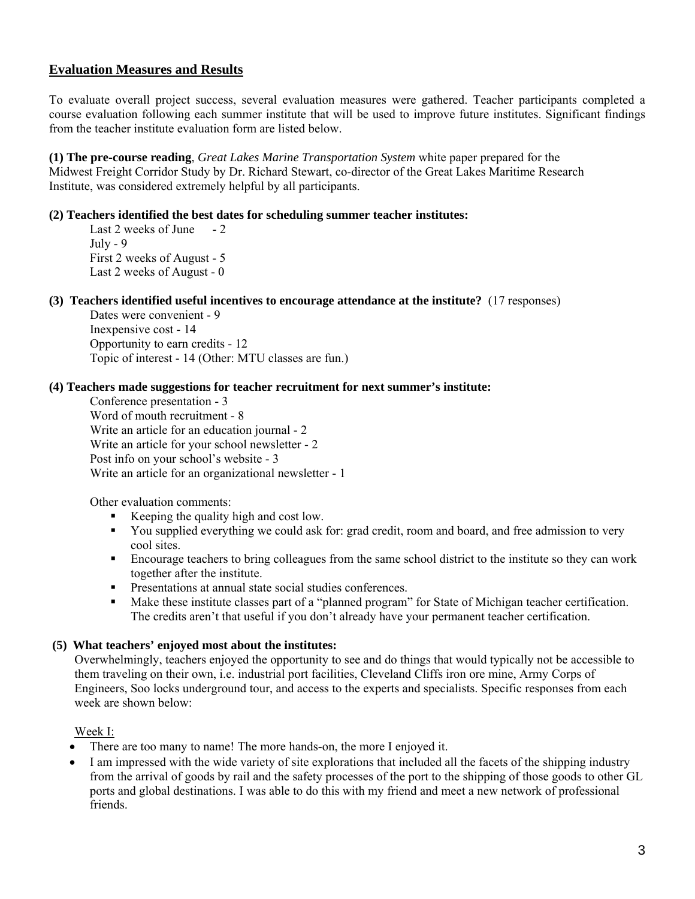## Evaluation Measures and Results

To evaluate overall project success, several evaluation measures were gathered. Teacher participants completed a course evaluation following each summer institute that will be used to improve future institutes. Significant findings from the teacher institute evaluation form are listed below.

**(1) The pre-course reading**, *Great Lakes Marine Transportation System* white paper prepared for the Midwest Freight Corridor Study by Dr. Richard Stewart, co-director of the Great Lakes Maritime Research Institute, was considered extremely helpful by all participants.

**(2) Teachers identified the best dates for scheduling summer teacher institutes:**

Last 2 weeks of June - 2
July - 9
First 2 weeks of August - 5
Last 2 weeks of August - 0

**(3) Teachers identified useful incentives to encourage attendance at the institute?** (17 responses)

Dates were convenient - 9
Inexpensive cost - 14
Opportunity to earn credits - 12
Topic of interest - 14 (Other: MTU classes are fun.)

**(4) Teachers made suggestions for teacher recruitment for next summer's institute:**

Conference presentation - 3
Word of mouth recruitment - 8
Write an article for an education journal - 2
Write an article for your school newsletter - 2
Post info on your school's website - 3
Write an article for an organizational newsletter - 1

Other evaluation comments:

- Keeping the quality high and cost low.
- You supplied everything we could ask for: grad credit, room and board, and free admission to very cool sites.
- Encourage teachers to bring colleagues from the same school district to the institute so they can work together after the institute.
- Presentations at annual state social studies conferences.
- Make these institute classes part of a "planned program" for State of Michigan teacher certification. The credits aren't that useful if you don't already have your permanent teacher certification.

**(5) What teachers' enjoyed most about the institutes:**

Overwhelmingly, teachers enjoyed the opportunity to see and do things that would typically not be accessible to them traveling on their own, i.e. industrial port facilities, Cleveland Cliffs iron ore mine, Army Corps of Engineers, Soo locks underground tour, and access to the experts and specialists. Specific responses from each week are shown below:

Week I:

- There are too many to name! The more hands-on, the more I enjoyed it.
- I am impressed with the wide variety of site explorations that included all the facets of the shipping industry from the arrival of goods by rail and the safety processes of the port to the shipping of those goods to other GL ports and global destinations. I was able to do this with my friend and meet a new network of professional friends.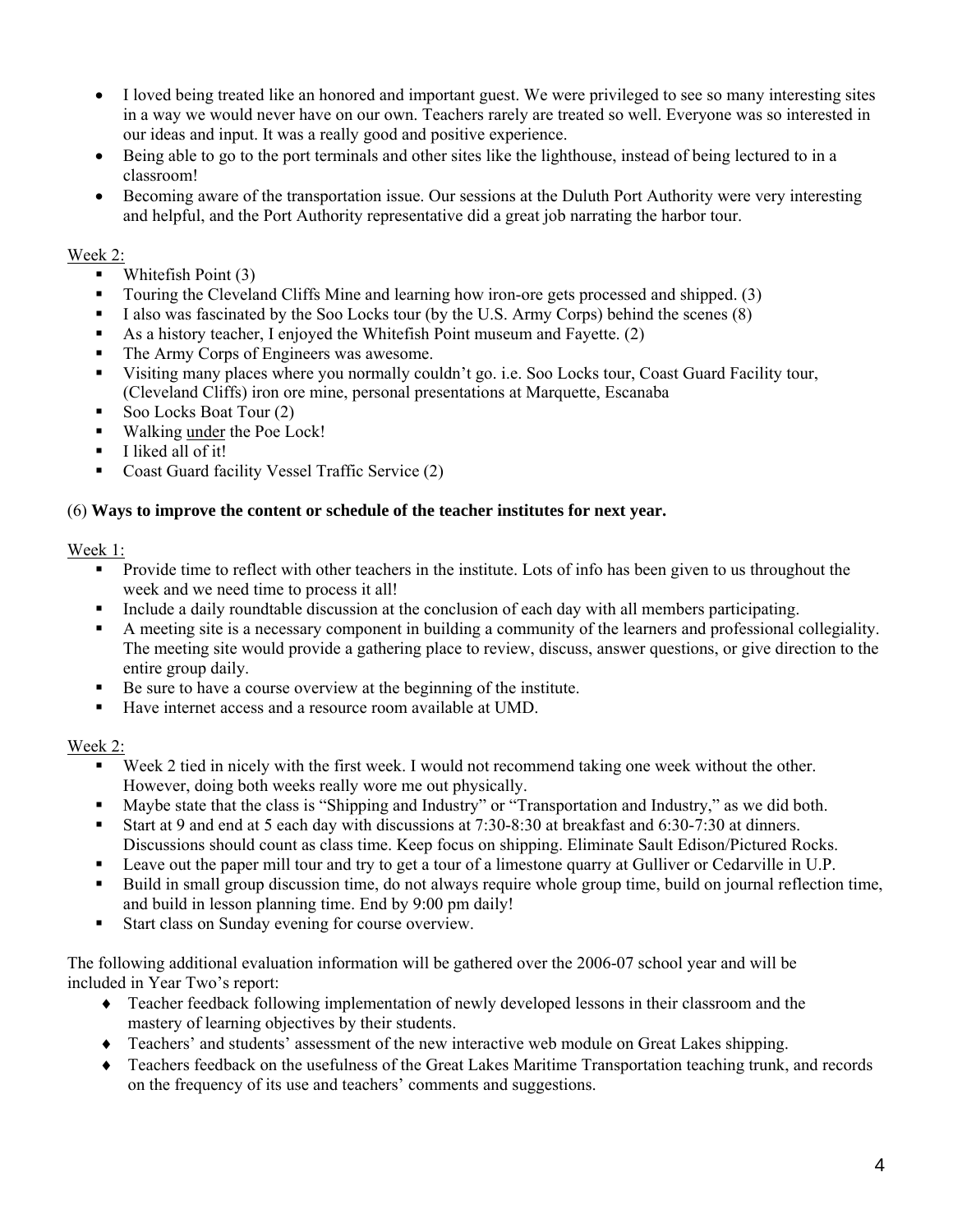- I loved being treated like an honored and important guest. We were privileged to see so many interesting sites in a way we would never have on our own. Teachers rarely are treated so well. Everyone was so interested in our ideas and input. It was a really good and positive experience.
- Being able to go to the port terminals and other sites like the lighthouse, instead of being lectured to in a classroom!
- Becoming aware of the transportation issue. Our sessions at the Duluth Port Authority were very interesting and helpful, and the Port Authority representative did a great job narrating the harbor tour.

Week 2:

- Whitefish Point (3)
- Touring the Cleveland Cliffs Mine and learning how iron-ore gets processed and shipped. (3)
- I also was fascinated by the Soo Locks tour (by the U.S. Army Corps) behind the scenes (8)
- As a history teacher, I enjoyed the Whitefish Point museum and Fayette. (2)
- The Army Corps of Engineers was awesome.
- Visiting many places where you normally couldn't go. i.e. Soo Locks tour, Coast Guard Facility tour, (Cleveland Cliffs) iron ore mine, personal presentations at Marquette, Escanaba
- Soo Locks Boat Tour (2)
- Walking <u>under</u> the Poe Lock!
- I liked all of it!
- Coast Guard facility Vessel Traffic Service (2)

(6) **Ways to improve the content or schedule of the teacher institutes for next year.**

Week 1:

- Provide time to reflect with other teachers in the institute. Lots of info has been given to us throughout the week and we need time to process it all!
- Include a daily roundtable discussion at the conclusion of each day with all members participating.
- A meeting site is a necessary component in building a community of the learners and professional collegiality. The meeting site would provide a gathering place to review, discuss, answer questions, or give direction to the entire group daily.
- Be sure to have a course overview at the beginning of the institute.
- Have internet access and a resource room available at UMD.

Week 2:

- Week 2 tied in nicely with the first week. I would not recommend taking one week without the other. However, doing both weeks really wore me out physically.
- Maybe state that the class is "Shipping and Industry" or "Transportation and Industry," as we did both.
- Start at 9 and end at 5 each day with discussions at 7:30-8:30 at breakfast and 6:30-7:30 at dinners. Discussions should count as class time. Keep focus on shipping. Eliminate Sault Edison/Pictured Rocks.
- Leave out the paper mill tour and try to get a tour of a limestone quarry at Gulliver or Cedarville in U.P.
- Build in small group discussion time, do not always require whole group time, build on journal reflection time, and build in lesson planning time. End by 9:00 pm daily!
- Start class on Sunday evening for course overview.

The following additional evaluation information will be gathered over the 2006-07 school year and will be included in Year Two's report:

- Teacher feedback following implementation of newly developed lessons in their classroom and the mastery of learning objectives by their students.
- Teachers' and students' assessment of the new interactive web module on Great Lakes shipping.
- Teachers feedback on the usefulness of the Great Lakes Maritime Transportation teaching trunk, and records on the frequency of its use and teachers' comments and suggestions.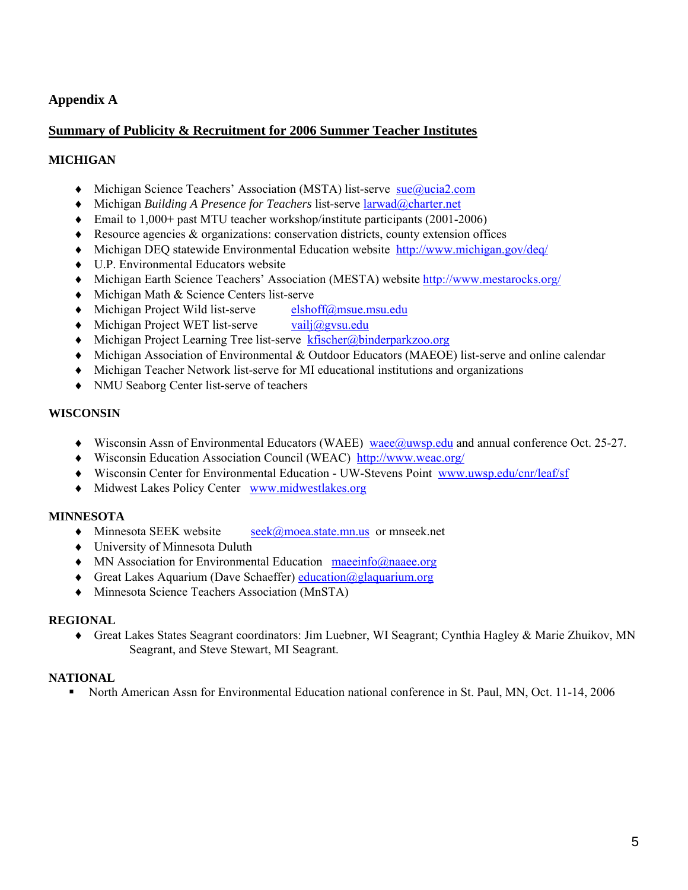# Appendix A

## Summary of Publicity & Recruitment for 2006 Summer Teacher Institutes

### MICHIGAN

- Michigan Science Teachers' Association (MSTA) list-serve sue@ucia2.com
- Michigan *Building A Presence for Teachers* list-serve larwad@charter.net
- Email to 1,000+ past MTU teacher workshop/institute participants (2001-2006)
- Resource agencies & organizations: conservation districts, county extension offices
- Michigan DEQ statewide Environmental Education website http://www.michigan.gov/deq/
- U.P. Environmental Educators website
- Michigan Earth Science Teachers' Association (MESTA) website http://www.mestarocks.org/
- Michigan Math & Science Centers list-serve
- Michigan Project Wild list-serve elshoff@msue.msu.edu
- Michigan Project WET list-serve vailj@gvsu.edu
- Michigan Project Learning Tree list-serve kfischer@binderparkzoo.org
- Michigan Association of Environmental & Outdoor Educators (MAEOE) list-serve and online calendar
- Michigan Teacher Network list-serve for MI educational institutions and organizations
- NMU Seaborg Center list-serve of teachers

### WISCONSIN

- Wisconsin Assn of Environmental Educators (WAEE) waee@uwsp.edu and annual conference Oct. 25-27.
- Wisconsin Education Association Council (WEAC) http://www.weac.org/
- Wisconsin Center for Environmental Education - UW-Stevens Point www.uwsp.edu/cnr/leaf/sf
- Midwest Lakes Policy Center www.midwestlakes.org

### MINNESOTA

- Minnesota SEEK website seek@moea.state.mn.us or mnseek.net
- University of Minnesota Duluth
- MN Association for Environmental Education maeeinfo@naaee.org
- Great Lakes Aquarium (Dave Schaeffer) education@glaquarium.org
- Minnesota Science Teachers Association (MnSTA)

### REGIONAL

- Great Lakes States Seagrant coordinators: Jim Luebner, WI Seagrant; Cynthia Hagley & Marie Zhuikov, MN Seagrant, and Steve Stewart, MI Seagrant.

### NATIONAL

- North American Assn for Environmental Education national conference in St. Paul, MN, Oct. 11-14, 2006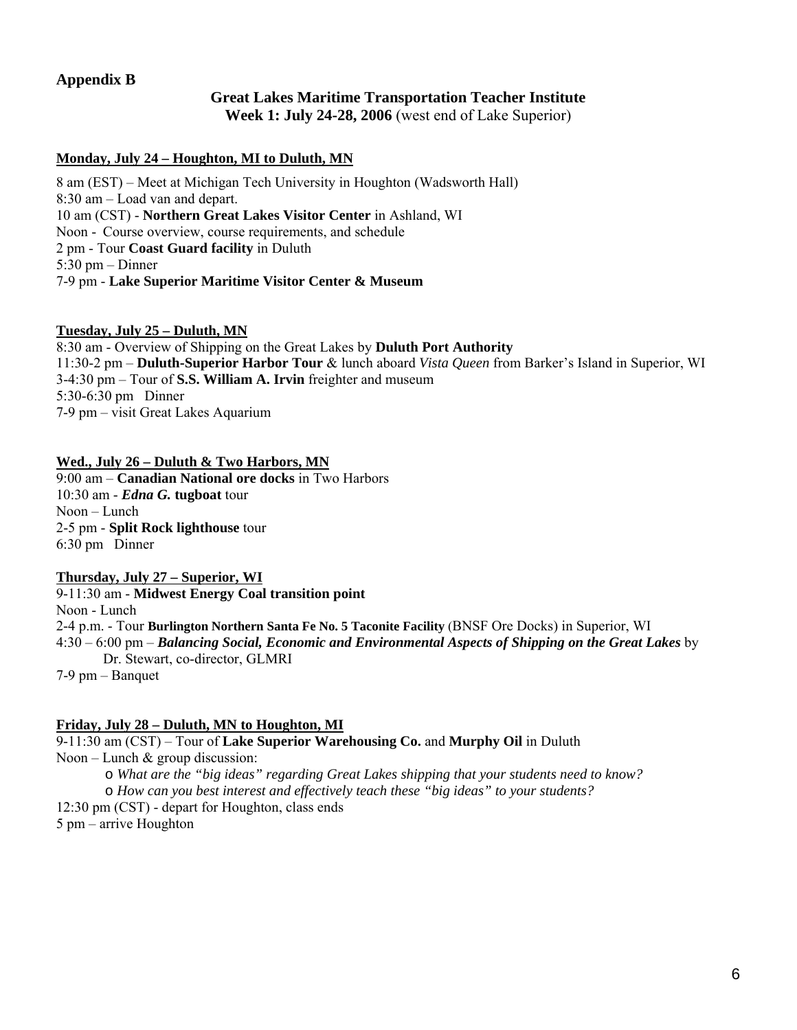## Appendix B

### Great Lakes Maritime Transportation Teacher Institute
**Week 1: July 24-28, 2006** (west end of Lake Superior)

**Monday, July 24 – Houghton, MI to Duluth, MN**

8 am (EST) – Meet at Michigan Tech University in Houghton (Wadsworth Hall)
8:30 am – Load van and depart.
10 am (CST) - **Northern Great Lakes Visitor Center** in Ashland, WI
Noon - Course overview, course requirements, and schedule
2 pm - Tour **Coast Guard facility** in Duluth
5:30 pm – Dinner
7-9 pm - **Lake Superior Maritime Visitor Center & Museum**

**Tuesday, July 25 – Duluth, MN**

8:30 am - Overview of Shipping on the Great Lakes by **Duluth Port Authority**
11:30-2 pm – **Duluth-Superior Harbor Tour** & lunch aboard *Vista Queen* from Barker's Island in Superior, WI
3-4:30 pm – Tour of **S.S. William A. Irvin** freighter and museum
5:30-6:30 pm Dinner
7-9 pm – visit Great Lakes Aquarium

**Wed., July 26 – Duluth & Two Harbors, MN**

9:00 am – **Canadian National ore docks** in Two Harbors
10:30 am - ***Edna G.* tugboat** tour
Noon – Lunch
2-5 pm - **Split Rock lighthouse** tour
6:30 pm Dinner

**Thursday, July 27 – Superior, WI**

9-11:30 am - **Midwest Energy Coal transition point**
Noon - Lunch
2-4 p.m. - Tour **Burlington Northern Santa Fe No. 5 Taconite Facility** (BNSF Ore Docks) in Superior, WI
4:30 – 6:00 pm – ***Balancing Social, Economic and Environmental Aspects of Shipping on the Great Lakes*** by Dr. Stewart, co-director, GLMRI
7-9 pm – Banquet

**Friday, July 28 – Duluth, MN to Houghton, MI**

9-11:30 am (CST) – Tour of **Lake Superior Warehousing Co.** and **Murphy Oil** in Duluth
Noon – Lunch & group discussion:

- *What are the "big ideas" regarding Great Lakes shipping that your students need to know?*
- *How can you best interest and effectively teach these "big ideas" to your students?*

12:30 pm (CST) - depart for Houghton, class ends
5 pm – arrive Houghton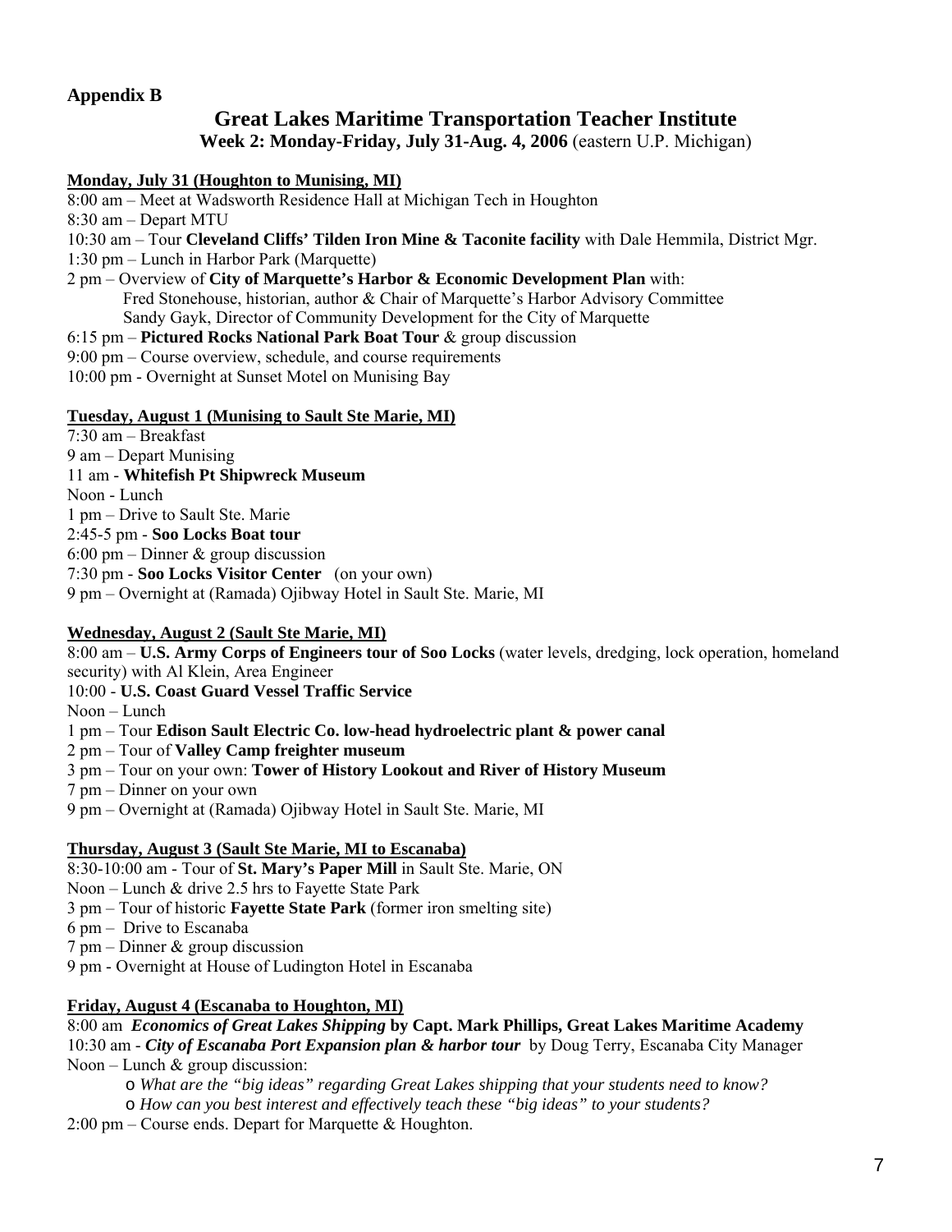**Appendix B**

## Great Lakes Maritime Transportation Teacher Institute

**Week 2: Monday-Friday, July 31-Aug. 4, 2006** (eastern U.P. Michigan)

**Monday, July 31 (Houghton to Munising, MI)**

8:00 am – Meet at Wadsworth Residence Hall at Michigan Tech in Houghton
8:30 am – Depart MTU
10:30 am – Tour **Cleveland Cliffs' Tilden Iron Mine & Taconite facility** with Dale Hemmila, District Mgr.
1:30 pm – Lunch in Harbor Park (Marquette)
2 pm – Overview of **City of Marquette's Harbor & Economic Development Plan** with:
 Fred Stonehouse, historian, author & Chair of Marquette's Harbor Advisory Committee
 Sandy Gayk, Director of Community Development for the City of Marquette
6:15 pm – **Pictured Rocks National Park Boat Tour** & group discussion
9:00 pm – Course overview, schedule, and course requirements
10:00 pm - Overnight at Sunset Motel on Munising Bay

**Tuesday, August 1 (Munising to Sault Ste Marie, MI)**

7:30 am – Breakfast
9 am – Depart Munising
11 am - **Whitefish Pt Shipwreck Museum**
Noon - Lunch
1 pm – Drive to Sault Ste. Marie
2:45-5 pm - **Soo Locks Boat tour**
6:00 pm – Dinner & group discussion
7:30 pm - **Soo Locks Visitor Center** (on your own)
9 pm – Overnight at (Ramada) Ojibway Hotel in Sault Ste. Marie, MI

**Wednesday, August 2 (Sault Ste Marie, MI)**

8:00 am – **U.S. Army Corps of Engineers tour of Soo Locks** (water levels, dredging, lock operation, homeland security) with Al Klein, Area Engineer
10:00 - **U.S. Coast Guard Vessel Traffic Service**
Noon – Lunch
1 pm – Tour **Edison Sault Electric Co. low-head hydroelectric plant & power canal**
2 pm – Tour of **Valley Camp freighter museum**
3 pm – Tour on your own: **Tower of History Lookout and River of History Museum**
7 pm – Dinner on your own
9 pm – Overnight at (Ramada) Ojibway Hotel in Sault Ste. Marie, MI

**Thursday, August 3 (Sault Ste Marie, MI to Escanaba)**

8:30-10:00 am - Tour of **St. Mary's Paper Mill** in Sault Ste. Marie, ON
Noon – Lunch & drive 2.5 hrs to Fayette State Park
3 pm – Tour of historic **Fayette State Park** (former iron smelting site)
6 pm – Drive to Escanaba
7 pm – Dinner & group discussion
9 pm - Overnight at House of Ludington Hotel in Escanaba

**Friday, August 4 (Escanaba to Houghton, MI)**

8:00 am ***Economics of Great Lakes Shipping*** **by Capt. Mark Phillips, Great Lakes Maritime Academy**
10:30 am - ***City of Escanaba Port Expansion plan & harbor tour*** by Doug Terry, Escanaba City Manager
Noon – Lunch & group discussion:

- *What are the "big ideas" regarding Great Lakes shipping that your students need to know?*
- *How can you best interest and effectively teach these "big ideas" to your students?*

2:00 pm – Course ends. Depart for Marquette & Houghton.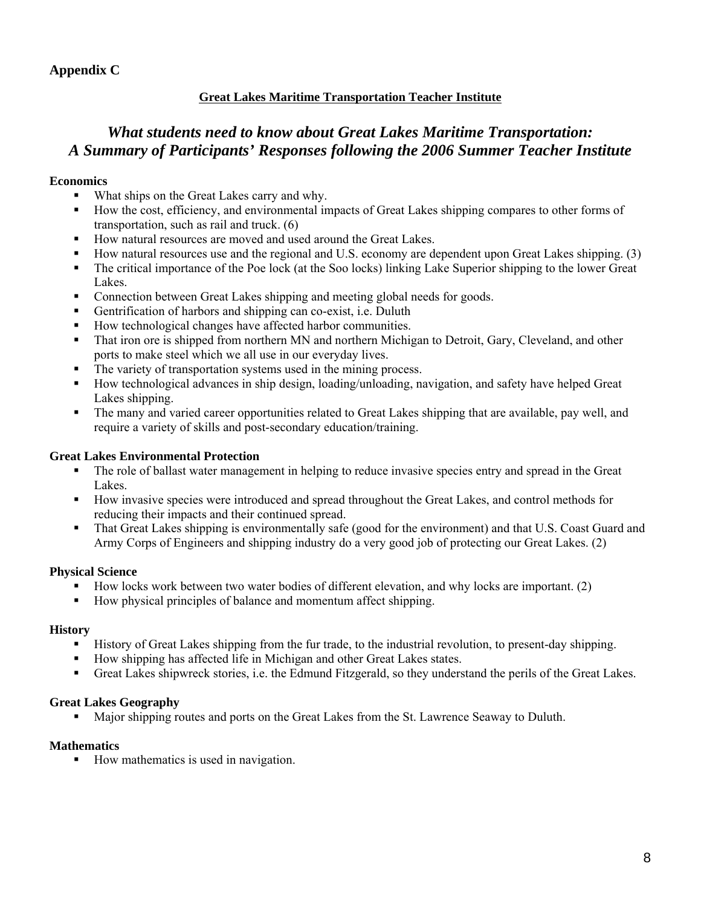## Appendix C

**Great Lakes Maritime Transportation Teacher Institute**

# *What students need to know about Great Lakes Maritime Transportation: A Summary of Participants' Responses following the 2006 Summer Teacher Institute*

**Economics**

- What ships on the Great Lakes carry and why.
- How the cost, efficiency, and environmental impacts of Great Lakes shipping compares to other forms of transportation, such as rail and truck. (6)
- How natural resources are moved and used around the Great Lakes.
- How natural resources use and the regional and U.S. economy are dependent upon Great Lakes shipping. (3)
- The critical importance of the Poe lock (at the Soo locks) linking Lake Superior shipping to the lower Great Lakes.
- Connection between Great Lakes shipping and meeting global needs for goods.
- Gentrification of harbors and shipping can co-exist, i.e. Duluth
- How technological changes have affected harbor communities.
- That iron ore is shipped from northern MN and northern Michigan to Detroit, Gary, Cleveland, and other ports to make steel which we all use in our everyday lives.
- The variety of transportation systems used in the mining process.
- How technological advances in ship design, loading/unloading, navigation, and safety have helped Great Lakes shipping.
- The many and varied career opportunities related to Great Lakes shipping that are available, pay well, and require a variety of skills and post-secondary education/training.

**Great Lakes Environmental Protection**

- The role of ballast water management in helping to reduce invasive species entry and spread in the Great Lakes.
- How invasive species were introduced and spread throughout the Great Lakes, and control methods for reducing their impacts and their continued spread.
- That Great Lakes shipping is environmentally safe (good for the environment) and that U.S. Coast Guard and Army Corps of Engineers and shipping industry do a very good job of protecting our Great Lakes. (2)

**Physical Science**

- How locks work between two water bodies of different elevation, and why locks are important. (2)
- How physical principles of balance and momentum affect shipping.

**History**

- History of Great Lakes shipping from the fur trade, to the industrial revolution, to present-day shipping.
- How shipping has affected life in Michigan and other Great Lakes states.
- Great Lakes shipwreck stories, i.e. the Edmund Fitzgerald, so they understand the perils of the Great Lakes.

**Great Lakes Geography**

- Major shipping routes and ports on the Great Lakes from the St. Lawrence Seaway to Duluth.

**Mathematics**

- How mathematics is used in navigation.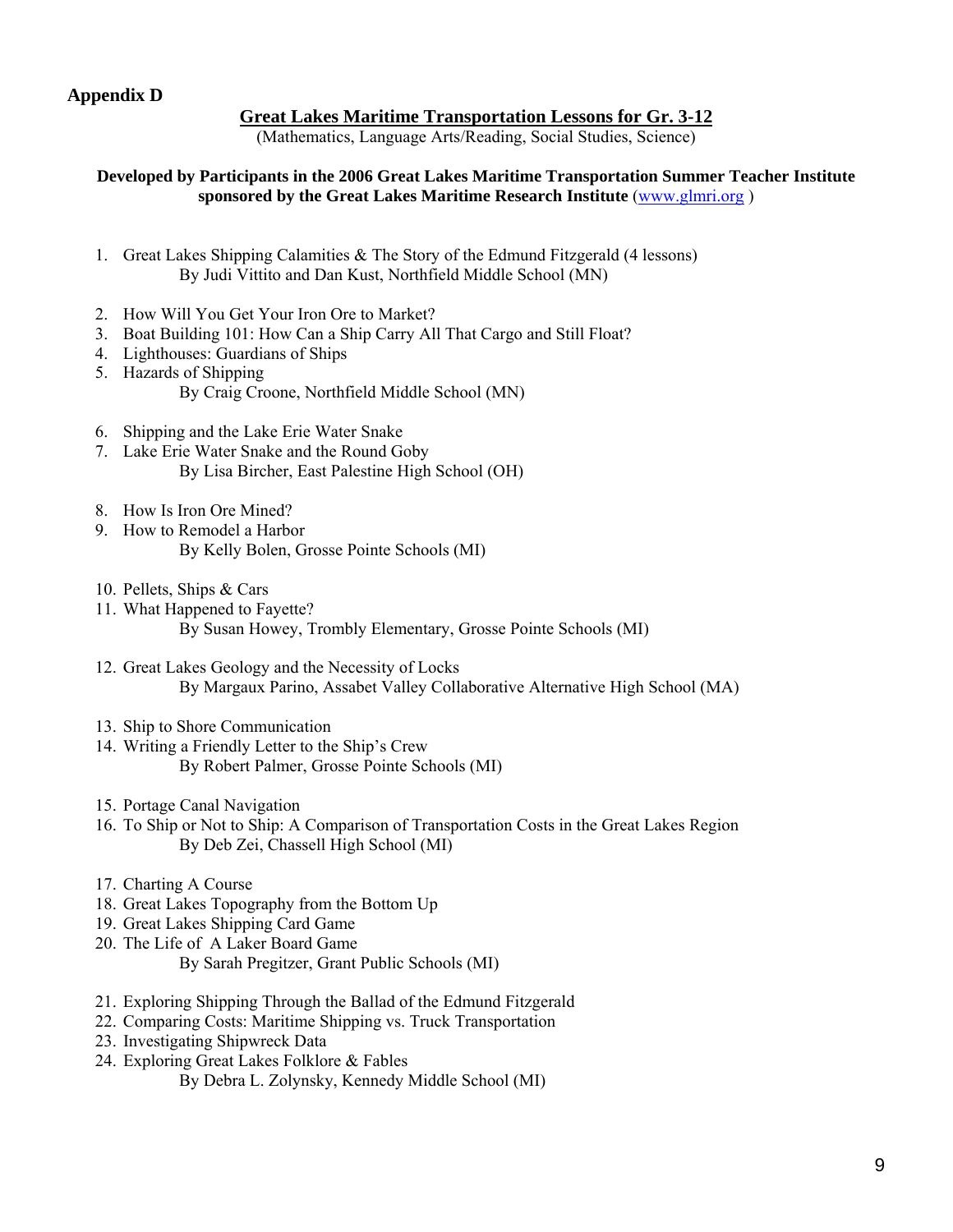**Appendix D**

## Great Lakes Maritime Transportation Lessons for Gr. 3-12

(Mathematics, Language Arts/Reading, Social Studies, Science)

**Developed by Participants in the 2006 Great Lakes Maritime Transportation Summer Teacher Institute sponsored by the Great Lakes Maritime Research Institute** (www.glmri.org )

1. Great Lakes Shipping Calamities & The Story of the Edmund Fitzgerald (4 lessons)
   By Judi Vittito and Dan Kust, Northfield Middle School (MN)

2. How Will You Get Your Iron Ore to Market?
3. Boat Building 101: How Can a Ship Carry All That Cargo and Still Float?
4. Lighthouses: Guardians of Ships
5. Hazards of Shipping
   By Craig Croone, Northfield Middle School (MN)

6. Shipping and the Lake Erie Water Snake
7. Lake Erie Water Snake and the Round Goby
   By Lisa Bircher, East Palestine High School (OH)

8. How Is Iron Ore Mined?
9. How to Remodel a Harbor
   By Kelly Bolen, Grosse Pointe Schools (MI)

10. Pellets, Ships & Cars
11. What Happened to Fayette?
    By Susan Howey, Trombly Elementary, Grosse Pointe Schools (MI)

12. Great Lakes Geology and the Necessity of Locks
    By Margaux Parino, Assabet Valley Collaborative Alternative High School (MA)

13. Ship to Shore Communication
14. Writing a Friendly Letter to the Ship's Crew
    By Robert Palmer, Grosse Pointe Schools (MI)

15. Portage Canal Navigation
16. To Ship or Not to Ship: A Comparison of Transportation Costs in the Great Lakes Region
    By Deb Zei, Chassell High School (MI)

17. Charting A Course
18. Great Lakes Topography from the Bottom Up
19. Great Lakes Shipping Card Game
20. The Life of A Laker Board Game
    By Sarah Pregitzer, Grant Public Schools (MI)

21. Exploring Shipping Through the Ballad of the Edmund Fitzgerald
22. Comparing Costs: Maritime Shipping vs. Truck Transportation
23. Investigating Shipwreck Data
24. Exploring Great Lakes Folklore & Fables
    By Debra L. Zolynsky, Kennedy Middle School (MI)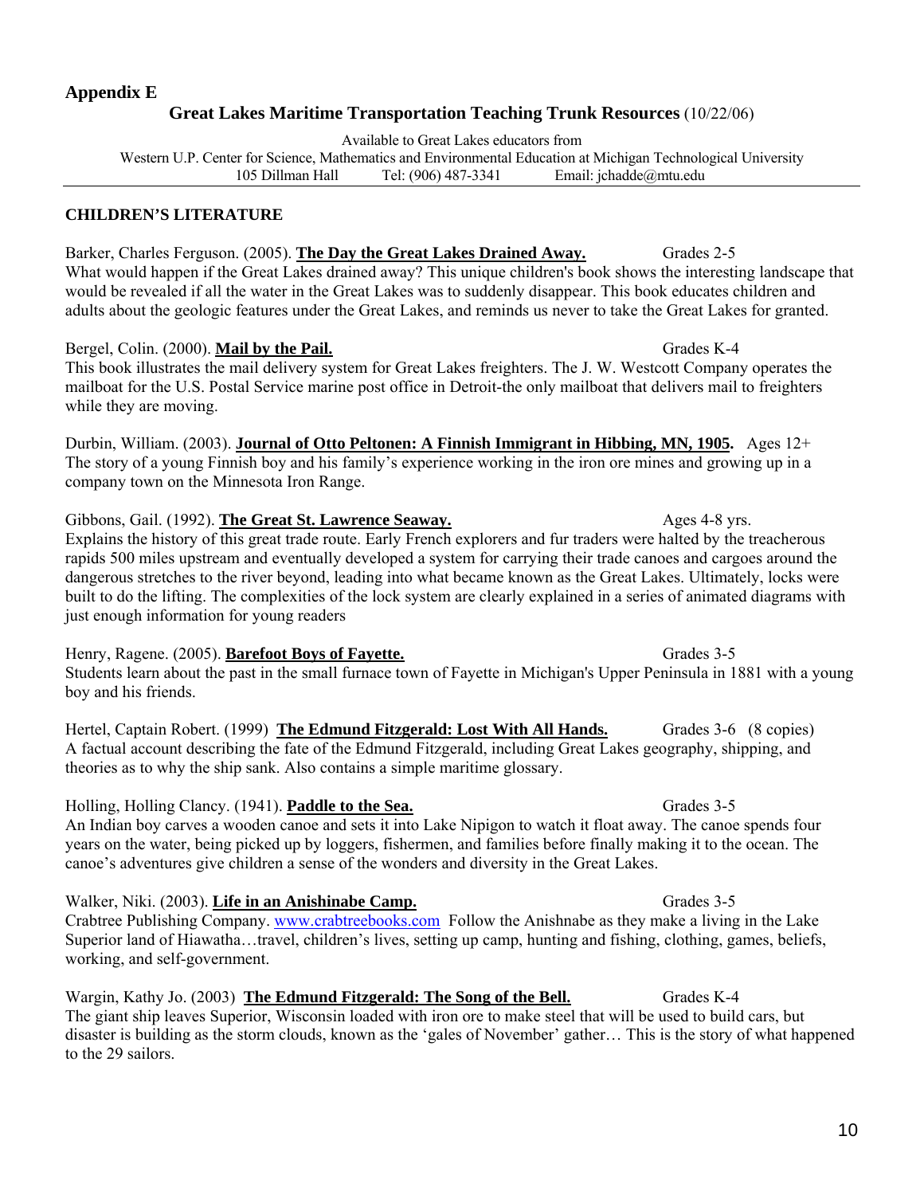**Appendix E**

## Great Lakes Maritime Transportation Teaching Trunk Resources (10/22/06)

Available to Great Lakes educators from
Western U.P. Center for Science, Mathematics and Environmental Education at Michigan Technological University
105 Dillman Hall Tel: (906) 487-3341 Email: jchadde@mtu.edu

---

### CHILDREN'S LITERATURE

Barker, Charles Ferguson. (2005). **The Day the Great Lakes Drained Away.** Grades 2-5
What would happen if the Great Lakes drained away? This unique children's book shows the interesting landscape that would be revealed if all the water in the Great Lakes was to suddenly disappear. This book educates children and adults about the geologic features under the Great Lakes, and reminds us never to take the Great Lakes for granted.

Bergel, Colin. (2000). **Mail by the Pail.** Grades K-4
This book illustrates the mail delivery system for Great Lakes freighters. The J. W. Westcott Company operates the mailboat for the U.S. Postal Service marine post office in Detroit-the only mailboat that delivers mail to freighters while they are moving.

Durbin, William. (2003). **Journal of Otto Peltonen: A Finnish Immigrant in Hibbing, MN, 1905.** Ages 12+
The story of a young Finnish boy and his family's experience working in the iron ore mines and growing up in a company town on the Minnesota Iron Range.

Gibbons, Gail. (1992). **The Great St. Lawrence Seaway.** Ages 4-8 yrs.
Explains the history of this great trade route. Early French explorers and fur traders were halted by the treacherous rapids 500 miles upstream and eventually developed a system for carrying their trade canoes and cargoes around the dangerous stretches to the river beyond, leading into what became known as the Great Lakes. Ultimately, locks were built to do the lifting. The complexities of the lock system are clearly explained in a series of animated diagrams with just enough information for young readers

Henry, Ragene. (2005). **Barefoot Boys of Fayette.** Grades 3-5
Students learn about the past in the small furnace town of Fayette in Michigan's Upper Peninsula in 1881 with a young boy and his friends.

Hertel, Captain Robert. (1999) **The Edmund Fitzgerald: Lost With All Hands.** Grades 3-6 (8 copies)
A factual account describing the fate of the Edmund Fitzgerald, including Great Lakes geography, shipping, and theories as to why the ship sank. Also contains a simple maritime glossary.

Holling, Holling Clancy. (1941). **Paddle to the Sea.** Grades 3-5
An Indian boy carves a wooden canoe and sets it into Lake Nipigon to watch it float away. The canoe spends four years on the water, being picked up by loggers, fishermen, and families before finally making it to the ocean. The canoe's adventures give children a sense of the wonders and diversity in the Great Lakes.

Walker, Niki. (2003). **Life in an Anishinabe Camp.** Grades 3-5
Crabtree Publishing Company. www.crabtreebooks.com Follow the Anishnabe as they make a living in the Lake Superior land of Hiawatha…travel, children's lives, setting up camp, hunting and fishing, clothing, games, beliefs, working, and self-government.

Wargin, Kathy Jo. (2003) **The Edmund Fitzgerald: The Song of the Bell.** Grades K-4
The giant ship leaves Superior, Wisconsin loaded with iron ore to make steel that will be used to build cars, but disaster is building as the storm clouds, known as the 'gales of November' gather… This is the story of what happened to the 29 sailors.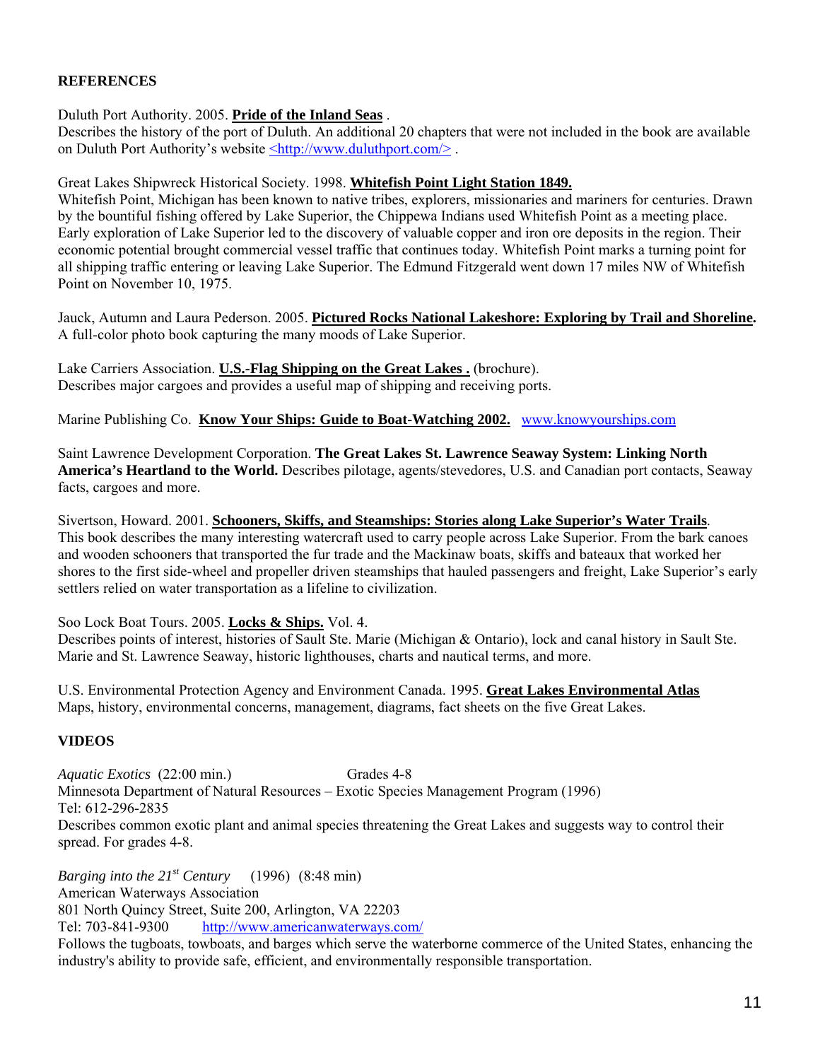## REFERENCES

Duluth Port Authority. 2005. **Pride of the Inland Seas** .
Describes the history of the port of Duluth. An additional 20 chapters that were not included in the book are available on Duluth Port Authority's website <http://www.duluthport.com/> .

Great Lakes Shipwreck Historical Society. 1998. **Whitefish Point Light Station 1849.**
Whitefish Point, Michigan has been known to native tribes, explorers, missionaries and mariners for centuries. Drawn by the bountiful fishing offered by Lake Superior, the Chippewa Indians used Whitefish Point as a meeting place. Early exploration of Lake Superior led to the discovery of valuable copper and iron ore deposits in the region. Their economic potential brought commercial vessel traffic that continues today. Whitefish Point marks a turning point for all shipping traffic entering or leaving Lake Superior. The Edmund Fitzgerald went down 17 miles NW of Whitefish Point on November 10, 1975.

Jauck, Autumn and Laura Pederson. 2005. **Pictured Rocks National Lakeshore: Exploring by Trail and Shoreline.**
A full-color photo book capturing the many moods of Lake Superior.

Lake Carriers Association. **U.S.-Flag Shipping on the Great Lakes .** (brochure).
Describes major cargoes and provides a useful map of shipping and receiving ports.

Marine Publishing Co. **Know Your Ships: Guide to Boat-Watching 2002.** www.knowyourships.com

Saint Lawrence Development Corporation. **The Great Lakes St. Lawrence Seaway System: Linking North America's Heartland to the World.** Describes pilotage, agents/stevedores, U.S. and Canadian port contacts, Seaway facts, cargoes and more.

Sivertson, Howard. 2001. **Schooners, Skiffs, and Steamships: Stories along Lake Superior's Water Trails**.
This book describes the many interesting watercraft used to carry people across Lake Superior. From the bark canoes and wooden schooners that transported the fur trade and the Mackinaw boats, skiffs and bateaux that worked her shores to the first side-wheel and propeller driven steamships that hauled passengers and freight, Lake Superior's early settlers relied on water transportation as a lifeline to civilization.

Soo Lock Boat Tours. 2005. **Locks & Ships.** Vol. 4.
Describes points of interest, histories of Sault Ste. Marie (Michigan & Ontario), lock and canal history in Sault Ste. Marie and St. Lawrence Seaway, historic lighthouses, charts and nautical terms, and more.

U.S. Environmental Protection Agency and Environment Canada. 1995. **Great Lakes Environmental Atlas**
Maps, history, environmental concerns, management, diagrams, fact sheets on the five Great Lakes.

## VIDEOS

*Aquatic Exotics* (22:00 min.) Grades 4-8
Minnesota Department of Natural Resources – Exotic Species Management Program (1996)
Tel: 612-296-2835
Describes common exotic plant and animal species threatening the Great Lakes and suggests way to control their spread. For grades 4-8.

*Barging into the 21st Century* (1996) (8:48 min)
American Waterways Association
801 North Quincy Street, Suite 200, Arlington, VA 22203
Tel: 703-841-9300 http://www.americanwaterways.com/
Follows the tugboats, towboats, and barges which serve the waterborne commerce of the United States, enhancing the industry's ability to provide safe, efficient, and environmentally responsible transportation.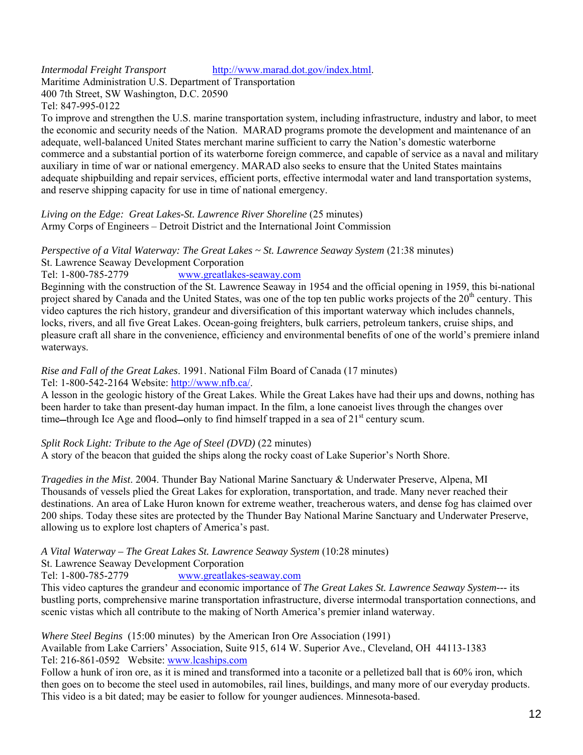*Intermodal Freight Transport* [http://www.marad.dot.gov/index.html](http://www.marad.dot.gov/index.html).
Maritime Administration U.S. Department of Transportation
400 7th Street, SW Washington, D.C. 20590
Tel: 847-995-0122
To improve and strengthen the U.S. marine transportation system, including infrastructure, industry and labor, to meet the economic and security needs of the Nation. MARAD programs promote the development and maintenance of an adequate, well-balanced United States merchant marine sufficient to carry the Nation's domestic waterborne commerce and a substantial portion of its waterborne foreign commerce, and capable of service as a naval and military auxiliary in time of war or national emergency. MARAD also seeks to ensure that the United States maintains adequate shipbuilding and repair services, efficient ports, effective intermodal water and land transportation systems, and reserve shipping capacity for use in time of national emergency.

*Living on the Edge: Great Lakes-St. Lawrence River Shoreline* (25 minutes)
Army Corps of Engineers – Detroit District and the International Joint Commission

*Perspective of a Vital Waterway: The Great Lakes ~ St. Lawrence Seaway System* (21:38 minutes)
St. Lawrence Seaway Development Corporation
Tel: 1-800-785-2779 [www.greatlakes-seaway.com](www.greatlakes-seaway.com)
Beginning with the construction of the St. Lawrence Seaway in 1954 and the official opening in 1959, this bi-national project shared by Canada and the United States, was one of the top ten public works projects of the 20th century. This video captures the rich history, grandeur and diversification of this important waterway which includes channels, locks, rivers, and all five Great Lakes. Ocean-going freighters, bulk carriers, petroleum tankers, cruise ships, and pleasure craft all share in the convenience, efficiency and environmental benefits of one of the world's premiere inland waterways.

*Rise and Fall of the Great Lakes*. 1991. National Film Board of Canada (17 minutes)
Tel: 1-800-542-2164 Website: [http://www.nfb.ca/](http://www.nfb.ca/).
A lesson in the geologic history of the Great Lakes. While the Great Lakes have had their ups and downs, nothing has been harder to take than present-day human impact. In the film, a lone canoeist lives through the changes over time—through Ice Age and flood—only to find himself trapped in a sea of 21st century scum.

*Split Rock Light: Tribute to the Age of Steel (DVD)* (22 minutes)
A story of the beacon that guided the ships along the rocky coast of Lake Superior's North Shore.

*Tragedies in the Mist*. 2004. Thunder Bay National Marine Sanctuary & Underwater Preserve, Alpena, MI
Thousands of vessels plied the Great Lakes for exploration, transportation, and trade. Many never reached their destinations. An area of Lake Huron known for extreme weather, treacherous waters, and dense fog has claimed over 200 ships. Today these sites are protected by the Thunder Bay National Marine Sanctuary and Underwater Preserve, allowing us to explore lost chapters of America's past.

*A Vital Waterway – The Great Lakes St. Lawrence Seaway System* (10:28 minutes)
St. Lawrence Seaway Development Corporation
Tel: 1-800-785-2779 [www.greatlakes-seaway.com](www.greatlakes-seaway.com)
This video captures the grandeur and economic importance of *The Great Lakes St. Lawrence Seaway System*--- its bustling ports, comprehensive marine transportation infrastructure, diverse intermodal transportation connections, and scenic vistas which all contribute to the making of North America's premier inland waterway.

*Where Steel Begins* (15:00 minutes) by the American Iron Ore Association (1991)
Available from Lake Carriers' Association, Suite 915, 614 W. Superior Ave., Cleveland, OH 44113-1383
Tel: 216-861-0592 Website: [www.lcaships.com](www.lcaships.com)
Follow a hunk of iron ore, as it is mined and transformed into a taconite or a pelletized ball that is 60% iron, which then goes on to become the steel used in automobiles, rail lines, buildings, and many more of our everyday products. This video is a bit dated; may be easier to follow for younger audiences. Minnesota-based.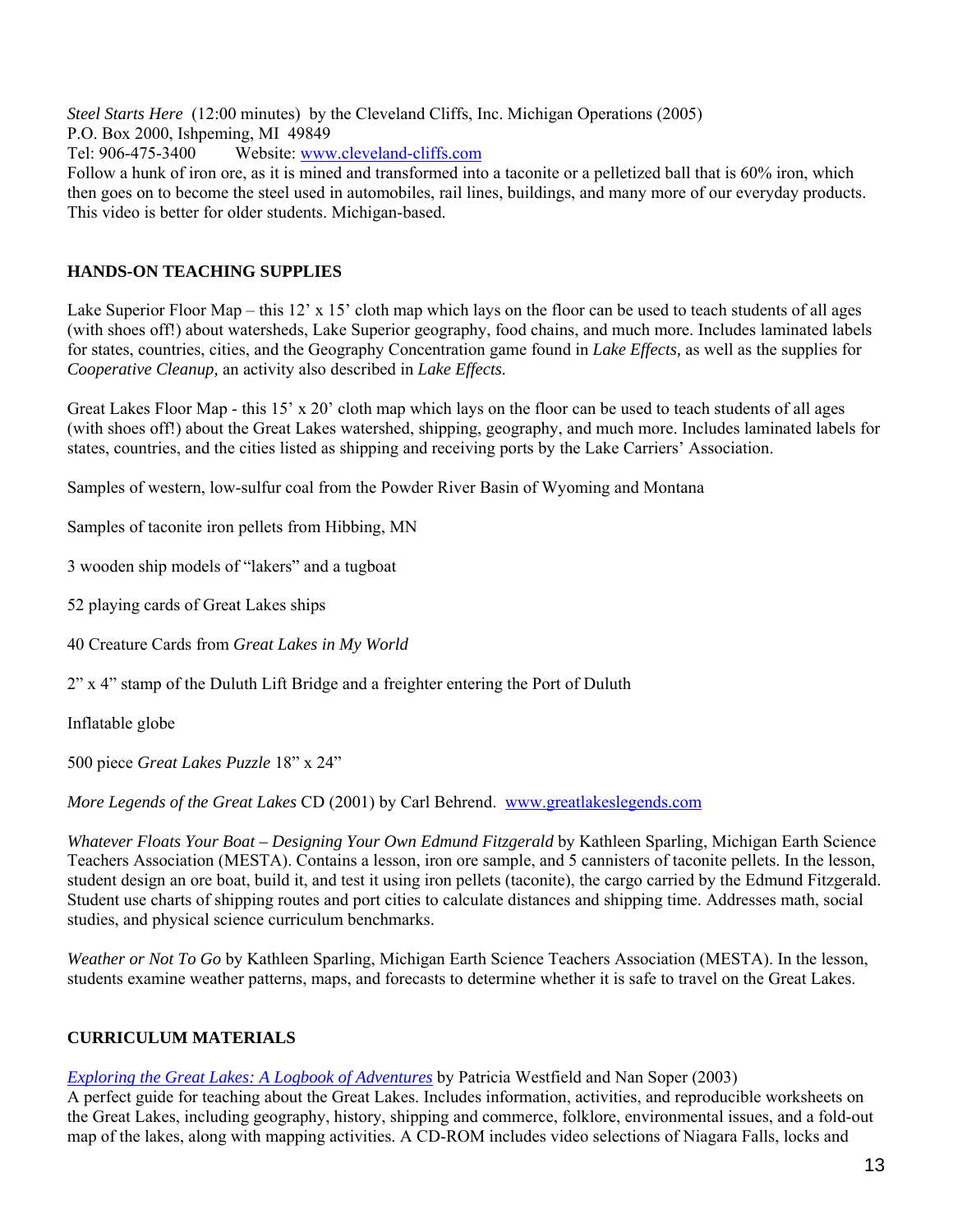*Steel Starts Here* (12:00 minutes) by the Cleveland Cliffs, Inc. Michigan Operations (2005)
P.O. Box 2000, Ishpeming, MI 49849
Tel: 906-475-3400 Website: [www.cleveland-cliffs.com](http://www.cleveland-cliffs.com)
Follow a hunk of iron ore, as it is mined and transformed into a taconite or a pelletized ball that is 60% iron, which then goes on to become the steel used in automobiles, rail lines, buildings, and many more of our everyday products. This video is better for older students. Michigan-based.

## HANDS-ON TEACHING SUPPLIES

Lake Superior Floor Map – this 12' x 15' cloth map which lays on the floor can be used to teach students of all ages (with shoes off!) about watersheds, Lake Superior geography, food chains, and much more. Includes laminated labels for states, countries, cities, and the Geography Concentration game found in *Lake Effects,* as well as the supplies for *Cooperative Cleanup,* an activity also described in *Lake Effects.*

Great Lakes Floor Map - this 15' x 20' cloth map which lays on the floor can be used to teach students of all ages (with shoes off!) about the Great Lakes watershed, shipping, geography, and much more. Includes laminated labels for states, countries, and the cities listed as shipping and receiving ports by the Lake Carriers' Association.

Samples of western, low-sulfur coal from the Powder River Basin of Wyoming and Montana

Samples of taconite iron pellets from Hibbing, MN

3 wooden ship models of "lakers" and a tugboat

52 playing cards of Great Lakes ships

40 Creature Cards from *Great Lakes in My World*

2" x 4" stamp of the Duluth Lift Bridge and a freighter entering the Port of Duluth

Inflatable globe

500 piece *Great Lakes Puzzle* 18" x 24"

*More Legends of the Great Lakes* CD (2001) by Carl Behrend. [www.greatlakeslegends.com](http://www.greatlakeslegends.com)

*Whatever Floats Your Boat – Designing Your Own Edmund Fitzgerald* by Kathleen Sparling, Michigan Earth Science Teachers Association (MESTA). Contains a lesson, iron ore sample, and 5 cannisters of taconite pellets. In the lesson, student design an ore boat, build it, and test it using iron pellets (taconite), the cargo carried by the Edmund Fitzgerald. Student use charts of shipping routes and port cities to calculate distances and shipping time. Addresses math, social studies, and physical science curriculum benchmarks.

*Weather or Not To Go* by Kathleen Sparling, Michigan Earth Science Teachers Association (MESTA). In the lesson, students examine weather patterns, maps, and forecasts to determine whether it is safe to travel on the Great Lakes.

## CURRICULUM MATERIALS

*Exploring the Great Lakes: A Logbook of Adventures* by Patricia Westfield and Nan Soper (2003)
A perfect guide for teaching about the Great Lakes. Includes information, activities, and reproducible worksheets on the Great Lakes, including geography, history, shipping and commerce, folklore, environmental issues, and a fold-out map of the lakes, along with mapping activities. A CD-ROM includes video selections of Niagara Falls, locks and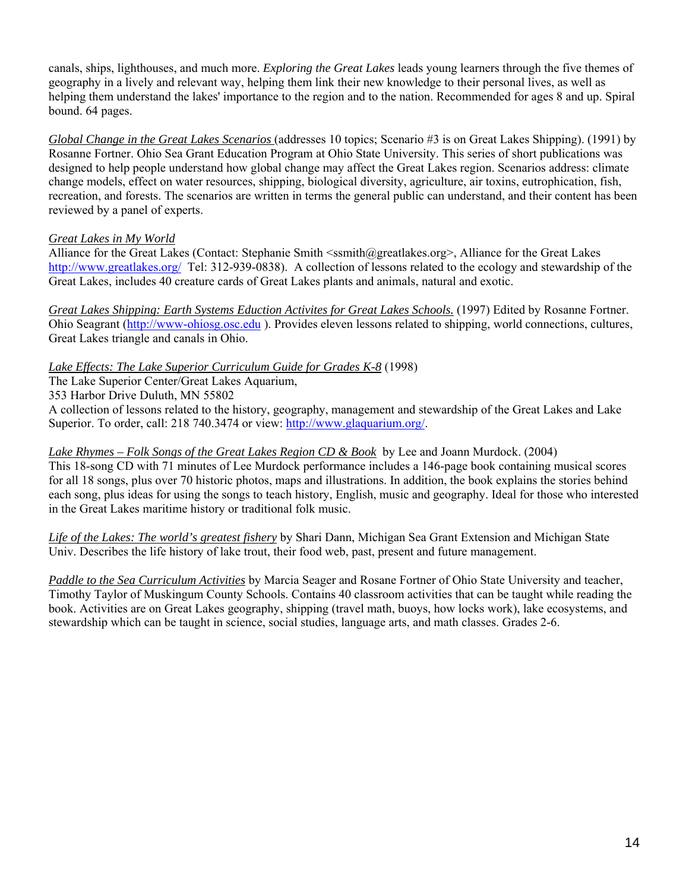canals, ships, lighthouses, and much more. *Exploring the Great Lakes* leads young learners through the five themes of geography in a lively and relevant way, helping them link their new knowledge to their personal lives, as well as helping them understand the lakes' importance to the region and to the nation. Recommended for ages 8 and up. Spiral bound. 64 pages.

*Global Change in the Great Lakes Scenarios* (addresses 10 topics; Scenario #3 is on Great Lakes Shipping). (1991) by Rosanne Fortner. Ohio Sea Grant Education Program at Ohio State University. This series of short publications was designed to help people understand how global change may affect the Great Lakes region. Scenarios address: climate change models, effect on water resources, shipping, biological diversity, agriculture, air toxins, eutrophication, fish, recreation, and forests. The scenarios are written in terms the general public can understand, and their content has been reviewed by a panel of experts.

*Great Lakes in My World*
Alliance for the Great Lakes (Contact: Stephanie Smith <ssmith@greatlakes.org>, Alliance for the Great Lakes http://www.greatlakes.org/ Tel: 312-939-0838). A collection of lessons related to the ecology and stewardship of the Great Lakes, includes 40 creature cards of Great Lakes plants and animals, natural and exotic.

*Great Lakes Shipping: Earth Systems Eduction Activites for Great Lakes Schools.* (1997) Edited by Rosanne Fortner. Ohio Seagrant (http://www-ohiosg.osc.edu ). Provides eleven lessons related to shipping, world connections, cultures, Great Lakes triangle and canals in Ohio.

*Lake Effects: The Lake Superior Curriculum Guide for Grades K-8* (1998)
The Lake Superior Center/Great Lakes Aquarium,
353 Harbor Drive Duluth, MN 55802
A collection of lessons related to the history, geography, management and stewardship of the Great Lakes and Lake Superior. To order, call: 218 740.3474 or view: http://www.glaquarium.org/.

*Lake Rhymes – Folk Songs of the Great Lakes Region CD & Book* by Lee and Joann Murdock. (2004)
This 18-song CD with 71 minutes of Lee Murdock performance includes a 146-page book containing musical scores for all 18 songs, plus over 70 historic photos, maps and illustrations. In addition, the book explains the stories behind each song, plus ideas for using the songs to teach history, English, music and geography. Ideal for those who interested in the Great Lakes maritime history or traditional folk music.

*Life of the Lakes: The world's greatest fishery* by Shari Dann, Michigan Sea Grant Extension and Michigan State Univ. Describes the life history of lake trout, their food web, past, present and future management.

*Paddle to the Sea Curriculum Activities* by Marcia Seager and Rosane Fortner of Ohio State University and teacher, Timothy Taylor of Muskingum County Schools. Contains 40 classroom activities that can be taught while reading the book. Activities are on Great Lakes geography, shipping (travel math, buoys, how locks work), lake ecosystems, and stewardship which can be taught in science, social studies, language arts, and math classes. Grades 2-6.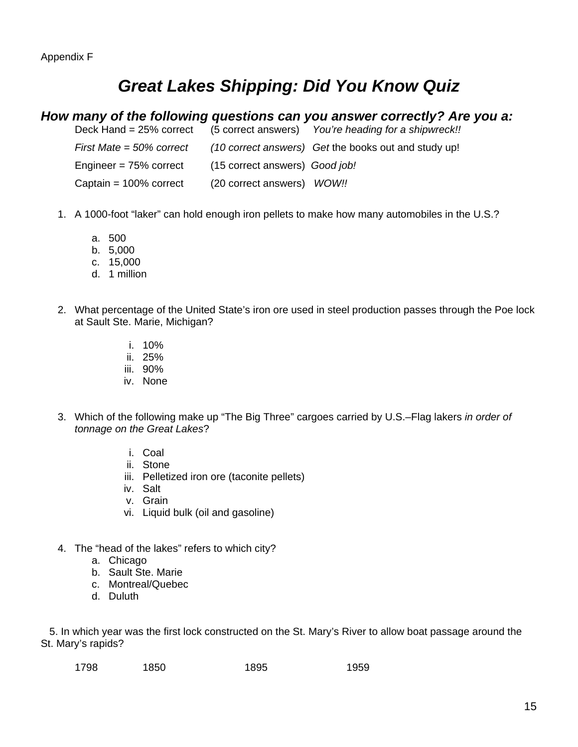Appendix F

# *Great Lakes Shipping: Did You Know Quiz*

### *How many of the following questions can you answer correctly? Are you a:*

| | | |
|---|---|---|
| Deck Hand = 25% correct | (5 correct answers) | *You're heading for a shipwreck!!* |
| *First Mate = 50% correct* | *(10 correct answers)* | *Get* the books out and study up! |
| Engineer = 75% correct | (15 correct answers) | *Good job!* |
| Captain = 100% correct | (20 correct answers) | *WOW!!* |

1. A 1000-foot "laker" can hold enough iron pellets to make how many automobiles in the U.S.?

   a. 500
   b. 5,000
   c. 15,000
   d. 1 million

2. What percentage of the United State's iron ore used in steel production passes through the Poe lock at Sault Ste. Marie, Michigan?

   i. 10%
   ii. 25%
   iii. 90%
   iv. None

3. Which of the following make up "The Big Three" cargoes carried by U.S.–Flag lakers *in order of tonnage on the Great Lakes*?

   i. Coal
   ii. Stone
   iii. Pelletized iron ore (taconite pellets)
   iv. Salt
   v. Grain
   vi. Liquid bulk (oil and gasoline)

4. The "head of the lakes" refers to which city?
   a. Chicago
   b. Sault Ste. Marie
   c. Montreal/Quebec
   d. Duluth

5. In which year was the first lock constructed on the St. Mary's River to allow boat passage around the St. Mary's rapids?

   1798 &nbsp;&nbsp;&nbsp; 1850 &nbsp;&nbsp;&nbsp; 1895 &nbsp;&nbsp;&nbsp; 1959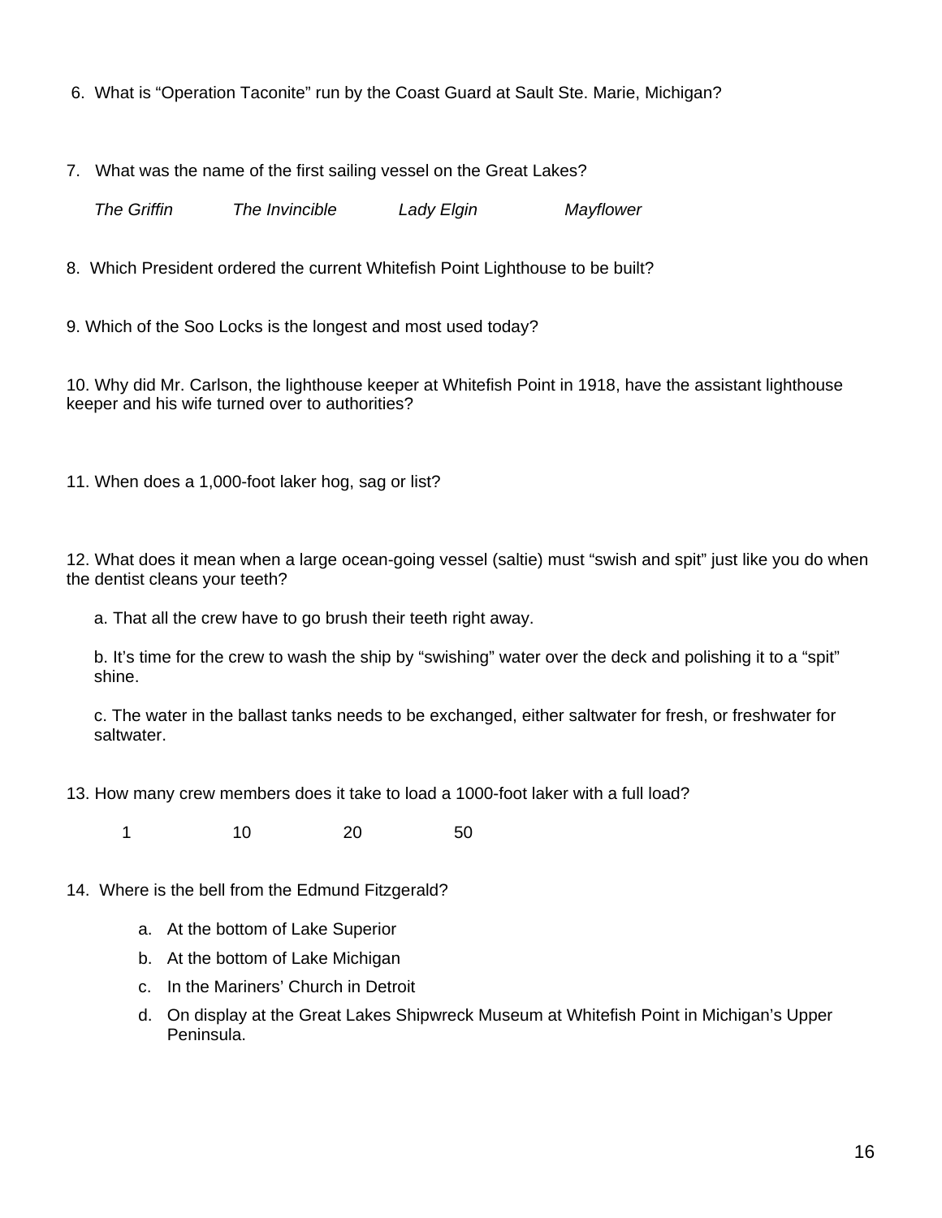6. What is “Operation Taconite” run by the Coast Guard at Sault Ste. Marie, Michigan?

7. What was the name of the first sailing vessel on the Great Lakes?

*The Griffin*     *The Invincible*     *Lady Elgin*     *Mayflower*

8. Which President ordered the current Whitefish Point Lighthouse to be built?

9. Which of the Soo Locks is the longest and most used today?

10. Why did Mr. Carlson, the lighthouse keeper at Whitefish Point in 1918, have the assistant lighthouse keeper and his wife turned over to authorities?

11. When does a 1,000-foot laker hog, sag or list?

12. What does it mean when a large ocean-going vessel (saltie) must “swish and spit” just like you do when the dentist cleans your teeth?

a. That all the crew have to go brush their teeth right away.

b. It’s time for the crew to wash the ship by “swishing” water over the deck and polishing it to a “spit” shine.

c. The water in the ballast tanks needs to be exchanged, either saltwater for fresh, or freshwater for saltwater.

13. How many crew members does it take to load a 1000-foot laker with a full load?

1     10     20     50

14. Where is the bell from the Edmund Fitzgerald?

a. At the bottom of Lake Superior
b. At the bottom of Lake Michigan
c. In the Mariners’ Church in Detroit
d. On display at the Great Lakes Shipwreck Museum at Whitefish Point in Michigan’s Upper Peninsula.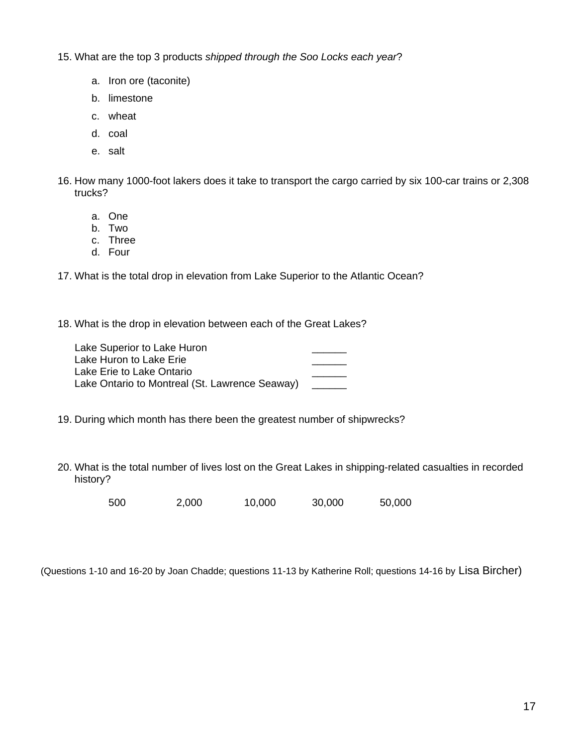15. What are the top 3 products *shipped through the Soo Locks each year*?

    a. Iron ore (taconite)
    b. limestone
    c. wheat
    d. coal
    e. salt

16. How many 1000-foot lakers does it take to transport the cargo carried by six 100-car trains or 2,308 trucks?

    a. One
    b. Two
    c. Three
    d. Four

17. What is the total drop in elevation from Lake Superior to the Atlantic Ocean?

18. What is the drop in elevation between each of the Great Lakes?

| | |
|---|---|
| Lake Superior to Lake Huron | ______ |
| Lake Huron to Lake Erie | ______ |
| Lake Erie to Lake Ontario | ______ |
| Lake Ontario to Montreal (St. Lawrence Seaway) | ______ |

19. During which month has there been the greatest number of shipwrecks?

20. What is the total number of lives lost on the Great Lakes in shipping-related casualties in recorded history?

    500 2,000 10,000 30,000 50,000

(Questions 1-10 and 16-20 by Joan Chadde; questions 11-13 by Katherine Roll; questions 14-16 by Lisa Bircher)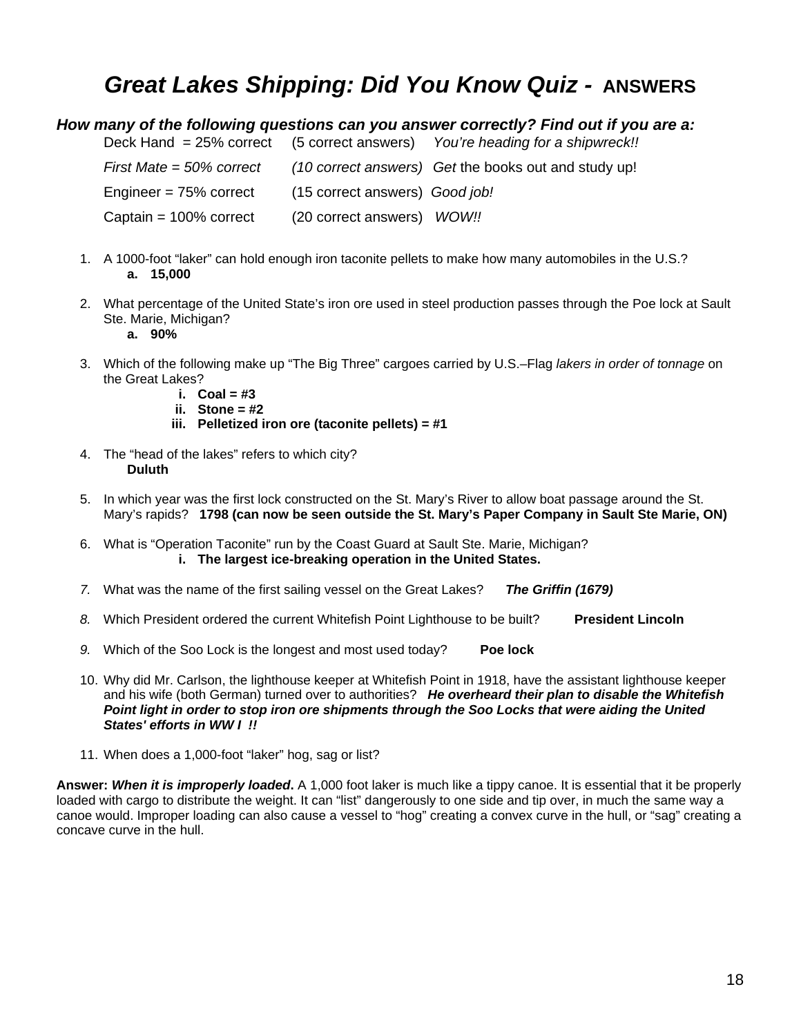# *Great Lakes Shipping: Did You Know Quiz -* **ANSWERS**

***How many of the following questions can you answer correctly? Find out if you are a:***

Deck Hand = 25% correct (5 correct answers) *You're heading for a shipwreck!!*

*First Mate = 50% correct (10 correct answers) Get* the books out and study up!

Engineer = 75% correct (15 correct answers) *Good job!*

Captain = 100% correct (20 correct answers) *WOW!!*

1. A 1000-foot "laker" can hold enough iron taconite pellets to make how many automobiles in the U.S.?
   a. **15,000**

2. What percentage of the United State's iron ore used in steel production passes through the Poe lock at Sault Ste. Marie, Michigan?
   a. **90%**

3. Which of the following make up "The Big Three" cargoes carried by U.S.–Flag *lakers in order of tonnage* on the Great Lakes?
   i. **Coal = #3**
   ii. **Stone = #2**
   iii. **Pelletized iron ore (taconite pellets) = #1**

4. The "head of the lakes" refers to which city?
   **Duluth**

5. In which year was the first lock constructed on the St. Mary's River to allow boat passage around the St. Mary's rapids? **1798 (can now be seen outside the St. Mary's Paper Company in Sault Ste Marie, ON)**

6. What is "Operation Taconite" run by the Coast Guard at Sault Ste. Marie, Michigan?
   i. **The largest ice-breaking operation in the United States.**

7. What was the name of the first sailing vessel on the Great Lakes? ***The Griffin (1679)***

8. Which President ordered the current Whitefish Point Lighthouse to be built? **President Lincoln**

9. Which of the Soo Lock is the longest and most used today? **Poe lock**

10. Why did Mr. Carlson, the lighthouse keeper at Whitefish Point in 1918, have the assistant lighthouse keeper and his wife (both German) turned over to authorities? ***He overheard their plan to disable the Whitefish Point light in order to stop iron ore shipments through the Soo Locks that were aiding the United States' efforts in WW I !!***

11. When does a 1,000-foot "laker" hog, sag or list?

**Answer:** ***When it is improperly loaded*****.** A 1,000 foot laker is much like a tippy canoe. It is essential that it be properly loaded with cargo to distribute the weight. It can "list" dangerously to one side and tip over, in much the same way a canoe would. Improper loading can also cause a vessel to "hog" creating a convex curve in the hull, or "sag" creating a concave curve in the hull.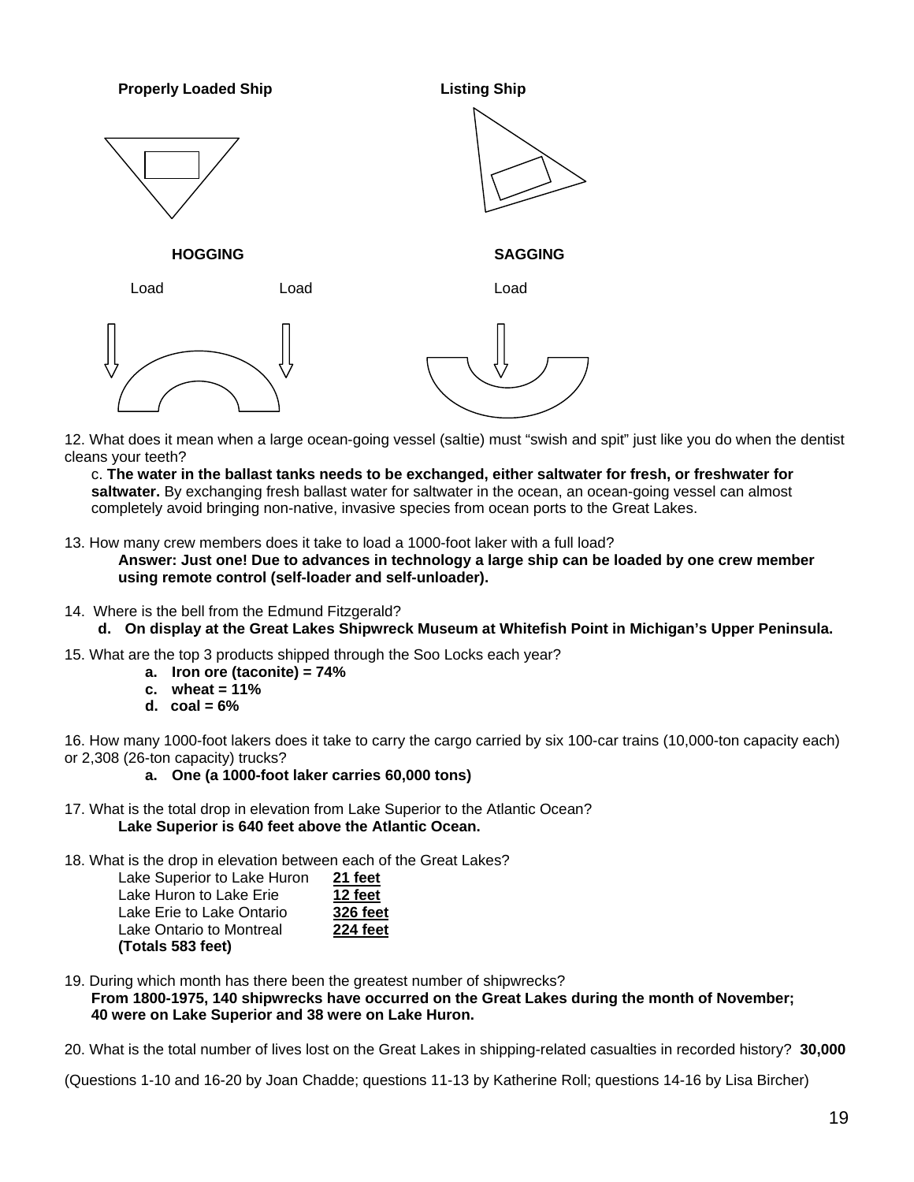**Properly Loaded Ship** **Listing Ship**

**HOGGING** **SAGGING**

Load Load Load

12. What does it mean when a large ocean-going vessel (saltie) must "swish and spit" just like you do when the dentist cleans your teeth?

    c. **The water in the ballast tanks needs to be exchanged, either saltwater for fresh, or freshwater for saltwater.** By exchanging fresh ballast water for saltwater in the ocean, an ocean-going vessel can almost completely avoid bringing non-native, invasive species from ocean ports to the Great Lakes.

13. How many crew members does it take to load a 1000-foot laker with a full load?

    **Answer: Just one! Due to advances in technology a large ship can be loaded by one crew member using remote control (self-loader and self-unloader).**

14. Where is the bell from the Edmund Fitzgerald?

    **d. On display at the Great Lakes Shipwreck Museum at Whitefish Point in Michigan's Upper Peninsula.**

15. What are the top 3 products shipped through the Soo Locks each year?

    **a. Iron ore (taconite) = 74%**
    **c. wheat = 11%**
    **d. coal = 6%**

16. How many 1000-foot lakers does it take to carry the cargo carried by six 100-car trains (10,000-ton capacity each) or 2,308 (26-ton capacity) trucks?

    **a. One (a 1000-foot laker carries 60,000 tons)**

17. What is the total drop in elevation from Lake Superior to the Atlantic Ocean?

    **Lake Superior is 640 feet above the Atlantic Ocean.**

18. What is the drop in elevation between each of the Great Lakes?

    Lake Superior to Lake Huron **21 feet**
    Lake Huron to Lake Erie **12 feet**
    Lake Erie to Lake Ontario **326 feet**
    Lake Ontario to Montreal **224 feet**
    **(Totals 583 feet)**

19. During which month has there been the greatest number of shipwrecks?

    **From 1800-1975, 140 shipwrecks have occurred on the Great Lakes during the month of November; 40 were on Lake Superior and 38 were on Lake Huron.**

20. What is the total number of lives lost on the Great Lakes in shipping-related casualties in recorded history? **30,000**

(Questions 1-10 and 16-20 by Joan Chadde; questions 11-13 by Katherine Roll; questions 14-16 by Lisa Bircher)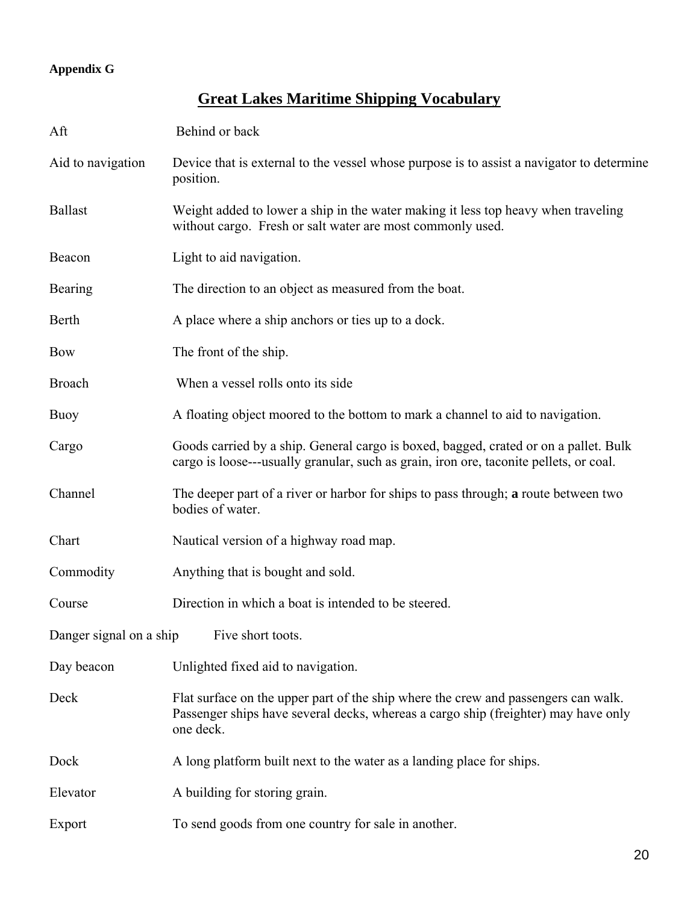**Appendix G**

# Great Lakes Maritime Shipping Vocabulary

| | |
|---|---|
| Aft | Behind or back |
| Aid to navigation | Device that is external to the vessel whose purpose is to assist a navigator to determine position. |
| Ballast | Weight added to lower a ship in the water making it less top heavy when traveling without cargo. Fresh or salt water are most commonly used. |
| Beacon | Light to aid navigation. |
| Bearing | The direction to an object as measured from the boat. |
| Berth | A place where a ship anchors or ties up to a dock. |
| Bow | The front of the ship. |
| Broach | When a vessel rolls onto its side |
| Buoy | A floating object moored to the bottom to mark a channel to aid to navigation. |
| Cargo | Goods carried by a ship. General cargo is boxed, bagged, crated or on a pallet. Bulk cargo is loose---usually granular, such as grain, iron ore, taconite pellets, or coal. |
| Channel | The deeper part of a river or harbor for ships to pass through; **a** route between two bodies of water. |
| Chart | Nautical version of a highway road map. |
| Commodity | Anything that is bought and sold. |
| Course | Direction in which a boat is intended to be steered. |
| Danger signal on a ship | Five short toots. |
| Day beacon | Unlighted fixed aid to navigation. |
| Deck | Flat surface on the upper part of the ship where the crew and passengers can walk. Passenger ships have several decks, whereas a cargo ship (freighter) may have only one deck. |
| Dock | A long platform built next to the water as a landing place for ships. |
| Elevator | A building for storing grain. |
| Export | To send goods from one country for sale in another. |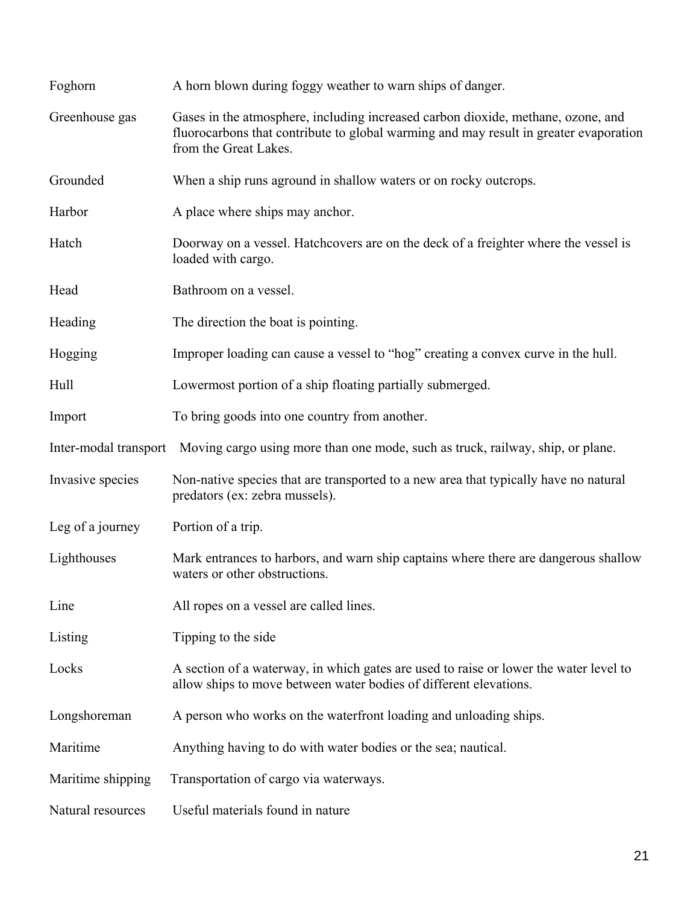| | |
|---|---|
| Foghorn | A horn blown during foggy weather to warn ships of danger. |
| Greenhouse gas | Gases in the atmosphere, including increased carbon dioxide, methane, ozone, and fluorocarbons that contribute to global warming and may result in greater evaporation from the Great Lakes. |
| Grounded | When a ship runs aground in shallow waters or on rocky outcrops. |
| Harbor | A place where ships may anchor. |
| Hatch | Doorway on a vessel. Hatchcovers are on the deck of a freighter where the vessel is loaded with cargo. |
| Head | Bathroom on a vessel. |
| Heading | The direction the boat is pointing. |
| Hogging | Improper loading can cause a vessel to "hog" creating a convex curve in the hull. |
| Hull | Lowermost portion of a ship floating partially submerged. |
| Import | To bring goods into one country from another. |
| Inter-modal transport | Moving cargo using more than one mode, such as truck, railway, ship, or plane. |
| Invasive species | Non-native species that are transported to a new area that typically have no natural predators (ex: zebra mussels). |
| Leg of a journey | Portion of a trip. |
| Lighthouses | Mark entrances to harbors, and warn ship captains where there are dangerous shallow waters or other obstructions. |
| Line | All ropes on a vessel are called lines. |
| Listing | Tipping to the side |
| Locks | A section of a waterway, in which gates are used to raise or lower the water level to allow ships to move between water bodies of different elevations. |
| Longshoreman | A person who works on the waterfront loading and unloading ships. |
| Maritime | Anything having to do with water bodies or the sea; nautical. |
| Maritime shipping | Transportation of cargo via waterways. |
| Natural resources | Useful materials found in nature |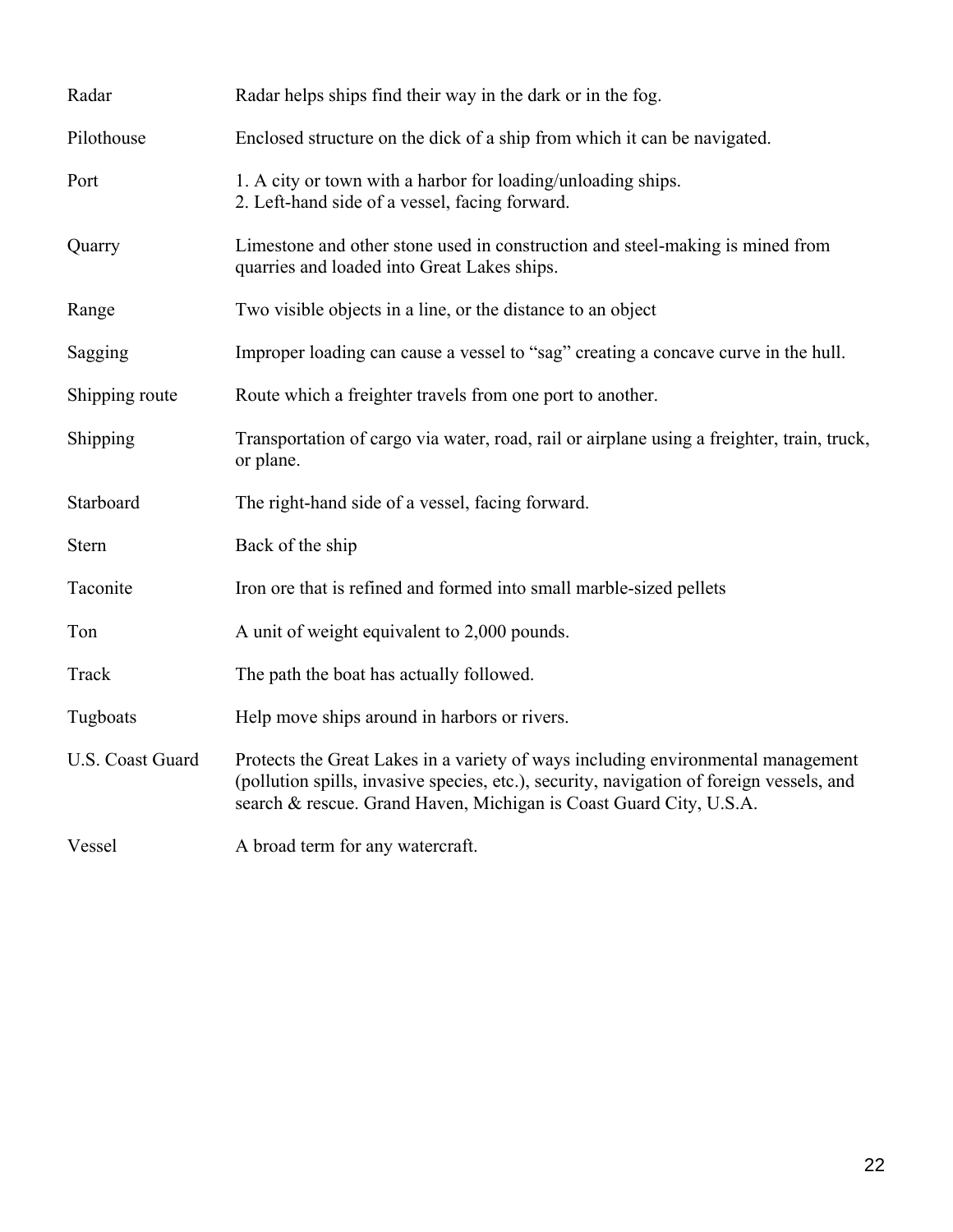| | |
|---|---|
| Radar | Radar helps ships find their way in the dark or in the fog. |
| Pilothouse | Enclosed structure on the dick of a ship from which it can be navigated. |
| Port | 1. A city or town with a harbor for loading/unloading ships.<br>2. Left-hand side of a vessel, facing forward. |
| Quarry | Limestone and other stone used in construction and steel-making is mined from quarries and loaded into Great Lakes ships. |
| Range | Two visible objects in a line, or the distance to an object |
| Sagging | Improper loading can cause a vessel to “sag” creating a concave curve in the hull. |
| Shipping route | Route which a freighter travels from one port to another. |
| Shipping | Transportation of cargo via water, road, rail or airplane using a freighter, train, truck, or plane. |
| Starboard | The right-hand side of a vessel, facing forward. |
| Stern | Back of the ship |
| Taconite | Iron ore that is refined and formed into small marble-sized pellets |
| Ton | A unit of weight equivalent to 2,000 pounds. |
| Track | The path the boat has actually followed. |
| Tugboats | Help move ships around in harbors or rivers. |
| U.S. Coast Guard | Protects the Great Lakes in a variety of ways including environmental management (pollution spills, invasive species, etc.), security, navigation of foreign vessels, and search & rescue. Grand Haven, Michigan is Coast Guard City, U.S.A. |
| Vessel | A broad term for any watercraft. |